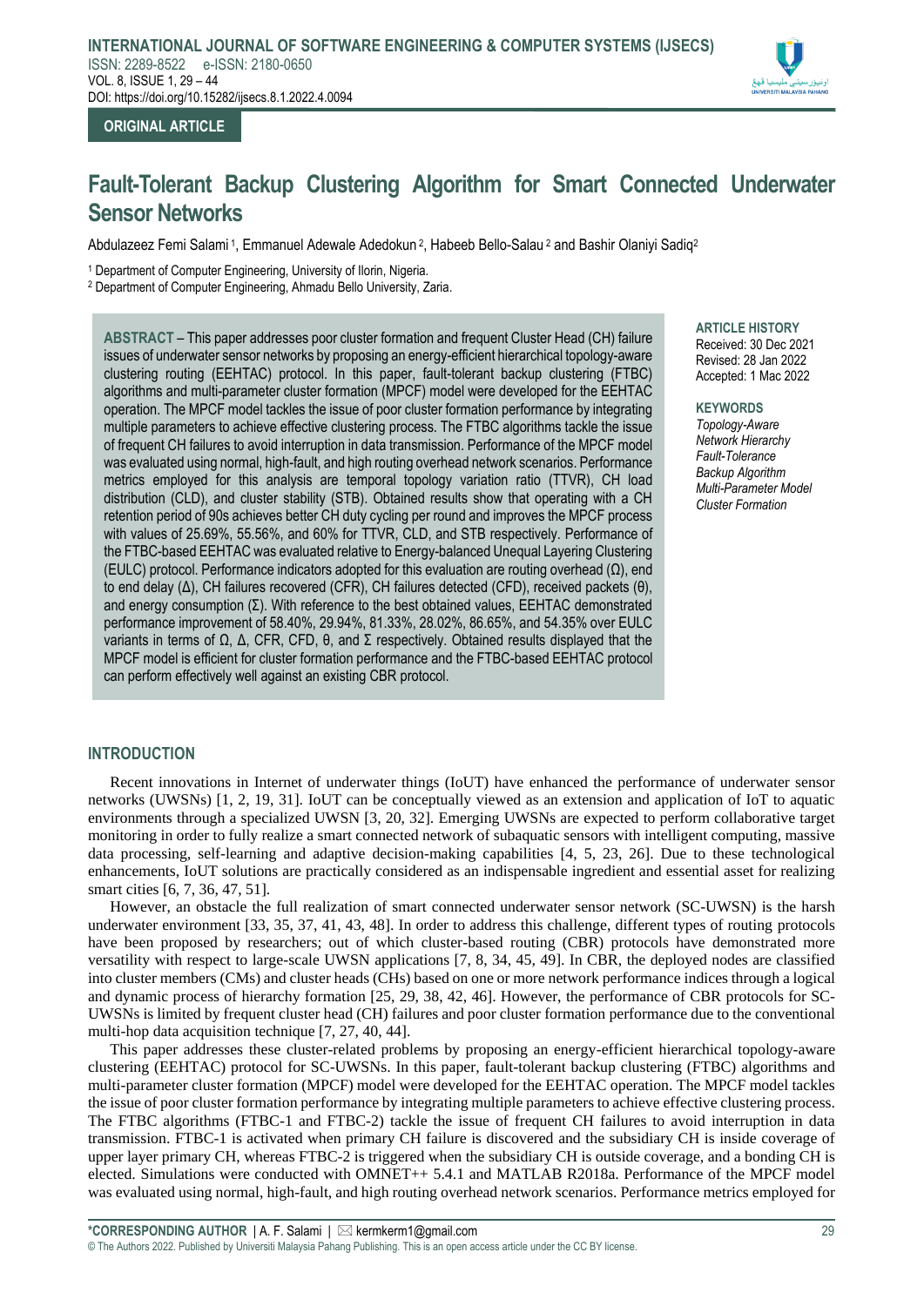**ORIGINAL ARTICLE**

# Fault-Tolerant Backup Clustering Algorithm for Smart Connected Underwater Sensor Networks

Abdulazeez Femi Salami [1], Emmanuel Adewale Adedokun [2], Habeeb Bello-Salau [2] and Bashir Olaniyi Sadiq[2]

[1] Department of Computer Engineering, University of Ilorin, Nigeria.

[2] Department of Computer Engineering, Ahmadu Bello University, Zaria.

**ABSTRACT** – This paper addresses poor cluster formation and frequent Cluster Head (CH) failure issues of underwater sensor networks by proposing an energy-efficient hierarchical topology-aware clustering routing (EEHTAC) protocol. In this paper, fault-tolerant backup clustering (FTBC) algorithms and multi-parameter cluster formation (MPCF) model were developed for the EEHTAC operation. The MPCF model tackles the issue of poor cluster formation performance by integrating multiple parameters to achieve effective clustering process. The FTBC algorithms tackle the issue of frequent CH failures to avoid interruption in data transmission. Performance of the MPCF model was evaluated using normal, high-fault, and high routing overhead network scenarios. Performance metrics employed for this analysis are temporal topology variation ratio (TTVR), CH load distribution (CLD), and cluster stability (STB). Obtained results show that operating with a CH retention period of 90s achieves better CH duty cycling per round and improves the MPCF process with values of 25.69%, 55.56%, and 60% for TTVR, CLD, and STB respectively. Performance of the FTBC-based EEHTAC was evaluated relative to Energy-balanced Unequal Layering Clustering (EULC) protocol. Performance indicators adopted for this evaluation are routing overhead (Ω), end to end delay (Δ), CH failures recovered (CFR), CH failures detected (CFD), received packets (θ), and energy consumption (Σ). With reference to the best obtained values, EEHTAC demonstrated performance improvement of 58.40%, 29.94%, 81.33%, 28.02%, 86.65%, and 54.35% over EULC variants in terms of Ω, Δ, CFR, CFD, θ, and Σ respectively. Obtained results displayed that the MPCF model is efficient for cluster formation performance and the FTBC-based EEHTAC protocol can perform effectively well against an existing CBR protocol.

**ARTICLE HISTORY**
Received: 30 Dec 2021
Revised: 28 Jan 2022
Accepted: 1 Mac 2022

**KEYWORDS**
*Topology-Aware*
*Network Hierarchy*
*Fault-Tolerance*
*Backup Algorithm*
*Multi-Parameter Model*
*Cluster Formation*

## INTRODUCTION

Recent innovations in Internet of underwater things (IoUT) have enhanced the performance of underwater sensor networks (UWSNs) [1, 2, 19, 31]. IoUT can be conceptually viewed as an extension and application of IoT to aquatic environments through a specialized UWSN [3, 20, 32]. Emerging UWSNs are expected to perform collaborative target monitoring in order to fully realize a smart connected network of subaquatic sensors with intelligent computing, massive data processing, self-learning and adaptive decision-making capabilities [4, 5, 23, 26]. Due to these technological enhancements, IoUT solutions are practically considered as an indispensable ingredient and essential asset for realizing smart cities [6, 7, 36, 47, 51].

However, an obstacle the full realization of smart connected underwater sensor network (SC-UWSN) is the harsh underwater environment [33, 35, 37, 41, 43, 48]. In order to address this challenge, different types of routing protocols have been proposed by researchers; out of which cluster-based routing (CBR) protocols have demonstrated more versatility with respect to large-scale UWSN applications [7, 8, 34, 45, 49]. In CBR, the deployed nodes are classified into cluster members (CMs) and cluster heads (CHs) based on one or more network performance indices through a logical and dynamic process of hierarchy formation [25, 29, 38, 42, 46]. However, the performance of CBR protocols for SC-UWSNs is limited by frequent cluster head (CH) failures and poor cluster formation performance due to the conventional multi-hop data acquisition technique [7, 27, 40, 44].

This paper addresses these cluster-related problems by proposing an energy-efficient hierarchical topology-aware clustering (EEHTAC) protocol for SC-UWSNs. In this paper, fault-tolerant backup clustering (FTBC) algorithms and multi-parameter cluster formation (MPCF) model were developed for the EEHTAC operation. The MPCF model tackles the issue of poor cluster formation performance by integrating multiple parameters to achieve effective clustering process. The FTBC algorithms (FTBC-1 and FTBC-2) tackle the issue of frequent CH failures to avoid interruption in data transmission. FTBC-1 is activated when primary CH failure is discovered and the subsidiary CH is inside coverage of upper layer primary CH, whereas FTBC-2 is triggered when the subsidiary CH is outside coverage, and a bonding CH is elected. Simulations were conducted with OMNET++ 5.4.1 and MATLAB R2018a. Performance of the MPCF model was evaluated using normal, high-fault, and high routing overhead network scenarios. Performance metrics employed for

\*CORRESPONDING AUTHOR | A. F. Salami | ✉ kermkerm1@gmail.com

© The Authors 2022. Published by Universiti Malaysia Pahang Publishing. This is an open access article under the CC BY license.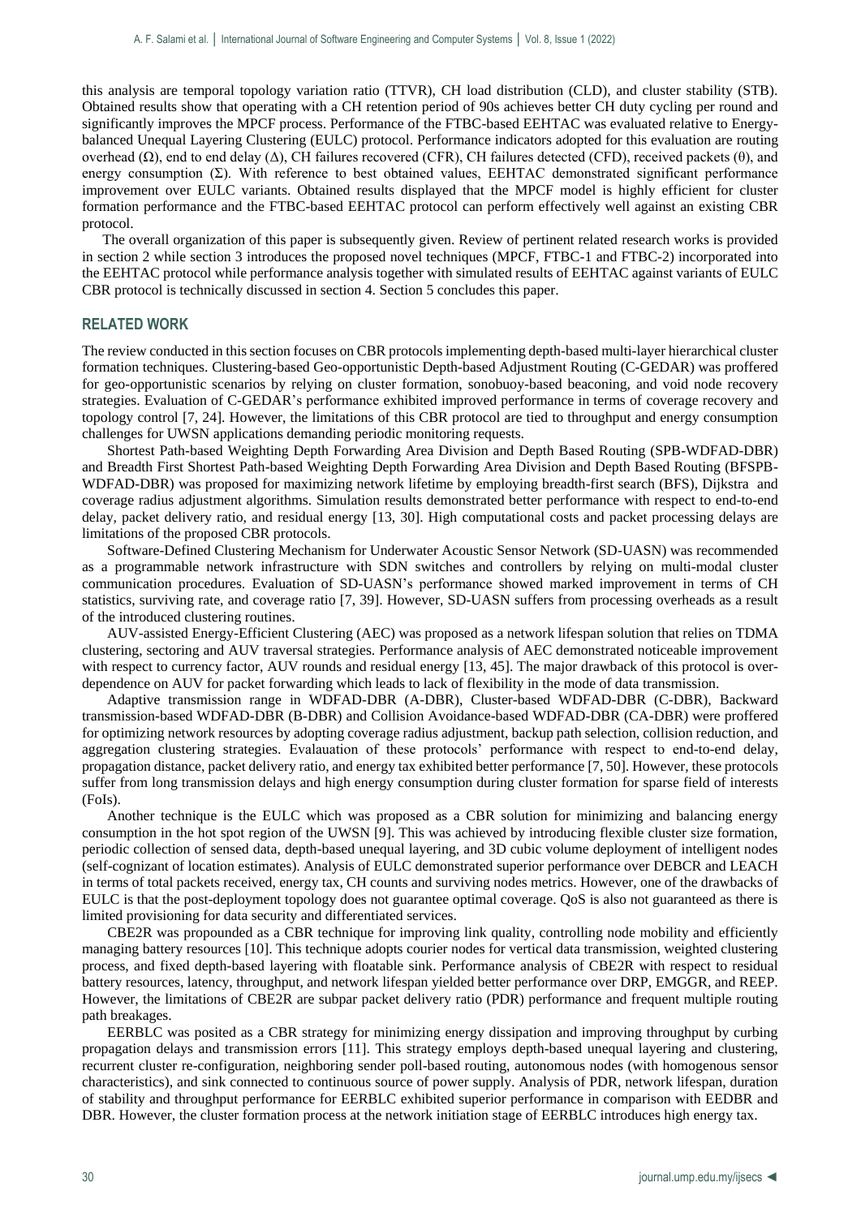this analysis are temporal topology variation ratio (TTVR), CH load distribution (CLD), and cluster stability (STB). Obtained results show that operating with a CH retention period of 90s achieves better CH duty cycling per round and significantly improves the MPCF process. Performance of the FTBC-based EEHTAC was evaluated relative to Energy-balanced Unequal Layering Clustering (EULC) protocol. Performance indicators adopted for this evaluation are routing overhead (Ω), end to end delay (Δ), CH failures recovered (CFR), CH failures detected (CFD), received packets (θ), and energy consumption (Σ). With reference to best obtained values, EEHTAC demonstrated significant performance improvement over EULC variants. Obtained results displayed that the MPCF model is highly efficient for cluster formation performance and the FTBC-based EEHTAC protocol can perform effectively well against an existing CBR protocol.

The overall organization of this paper is subsequently given. Review of pertinent related research works is provided in section 2 while section 3 introduces the proposed novel techniques (MPCF, FTBC-1 and FTBC-2) incorporated into the EEHTAC protocol while performance analysis together with simulated results of EEHTAC against variants of EULC CBR protocol is technically discussed in section 4. Section 5 concludes this paper.

## RELATED WORK

The review conducted in this section focuses on CBR protocols implementing depth-based multi-layer hierarchical cluster formation techniques. Clustering-based Geo-opportunistic Depth-based Adjustment Routing (C-GEDAR) was proffered for geo-opportunistic scenarios by relying on cluster formation, sonobuoy-based beaconing, and void node recovery strategies. Evaluation of C-GEDAR's performance exhibited improved performance in terms of coverage recovery and topology control [7, 24]. However, the limitations of this CBR protocol are tied to throughput and energy consumption challenges for UWSN applications demanding periodic monitoring requests.

Shortest Path-based Weighting Depth Forwarding Area Division and Depth Based Routing (SPB-WDFAD-DBR) and Breadth First Shortest Path-based Weighting Depth Forwarding Area Division and Depth Based Routing (BFSPB-WDFAD-DBR) was proposed for maximizing network lifetime by employing breadth-first search (BFS), Dijkstra and coverage radius adjustment algorithms. Simulation results demonstrated better performance with respect to end-to-end delay, packet delivery ratio, and residual energy [13, 30]. High computational costs and packet processing delays are limitations of the proposed CBR protocols.

Software-Defined Clustering Mechanism for Underwater Acoustic Sensor Network (SD-UASN) was recommended as a programmable network infrastructure with SDN switches and controllers by relying on multi-modal cluster communication procedures. Evaluation of SD-UASN's performance showed marked improvement in terms of CH statistics, surviving rate, and coverage ratio [7, 39]. However, SD-UASN suffers from processing overheads as a result of the introduced clustering routines.

AUV-assisted Energy-Efficient Clustering (AEC) was proposed as a network lifespan solution that relies on TDMA clustering, sectoring and AUV traversal strategies. Performance analysis of AEC demonstrated noticeable improvement with respect to currency factor, AUV rounds and residual energy [13, 45]. The major drawback of this protocol is over-dependence on AUV for packet forwarding which leads to lack of flexibility in the mode of data transmission.

Adaptive transmission range in WDFAD-DBR (A-DBR), Cluster-based WDFAD-DBR (C-DBR), Backward transmission-based WDFAD-DBR (B-DBR) and Collision Avoidance-based WDFAD-DBR (CA-DBR) were proffered for optimizing network resources by adopting coverage radius adjustment, backup path selection, collision reduction, and aggregation clustering strategies. Evalauation of these protocols' performance with respect to end-to-end delay, propagation distance, packet delivery ratio, and energy tax exhibited better performance [7, 50]. However, these protocols suffer from long transmission delays and high energy consumption during cluster formation for sparse field of interests (FoIs).

Another technique is the EULC which was proposed as a CBR solution for minimizing and balancing energy consumption in the hot spot region of the UWSN [9]. This was achieved by introducing flexible cluster size formation, periodic collection of sensed data, depth-based unequal layering, and 3D cubic volume deployment of intelligent nodes (self-cognizant of location estimates). Analysis of EULC demonstrated superior performance over DEBCR and LEACH in terms of total packets received, energy tax, CH counts and surviving nodes metrics. However, one of the drawbacks of EULC is that the post-deployment topology does not guarantee optimal coverage. QoS is also not guaranteed as there is limited provisioning for data security and differentiated services.

CBE2R was propounded as a CBR technique for improving link quality, controlling node mobility and efficiently managing battery resources [10]. This technique adopts courier nodes for vertical data transmission, weighted clustering process, and fixed depth-based layering with floatable sink. Performance analysis of CBE2R with respect to residual battery resources, latency, throughput, and network lifespan yielded better performance over DRP, EMGGR, and REEP. However, the limitations of CBE2R are subpar packet delivery ratio (PDR) performance and frequent multiple routing path breakages.

EERBLC was posited as a CBR strategy for minimizing energy dissipation and improving throughput by curbing propagation delays and transmission errors [11]. This strategy employs depth-based unequal layering and clustering, recurrent cluster re-configuration, neighboring sender poll-based routing, autonomous nodes (with homogenous sensor characteristics), and sink connected to continuous source of power supply. Analysis of PDR, network lifespan, duration of stability and throughput performance for EERBLC exhibited superior performance in comparison with EEDBR and DBR. However, the cluster formation process at the network initiation stage of EERBLC introduces high energy tax.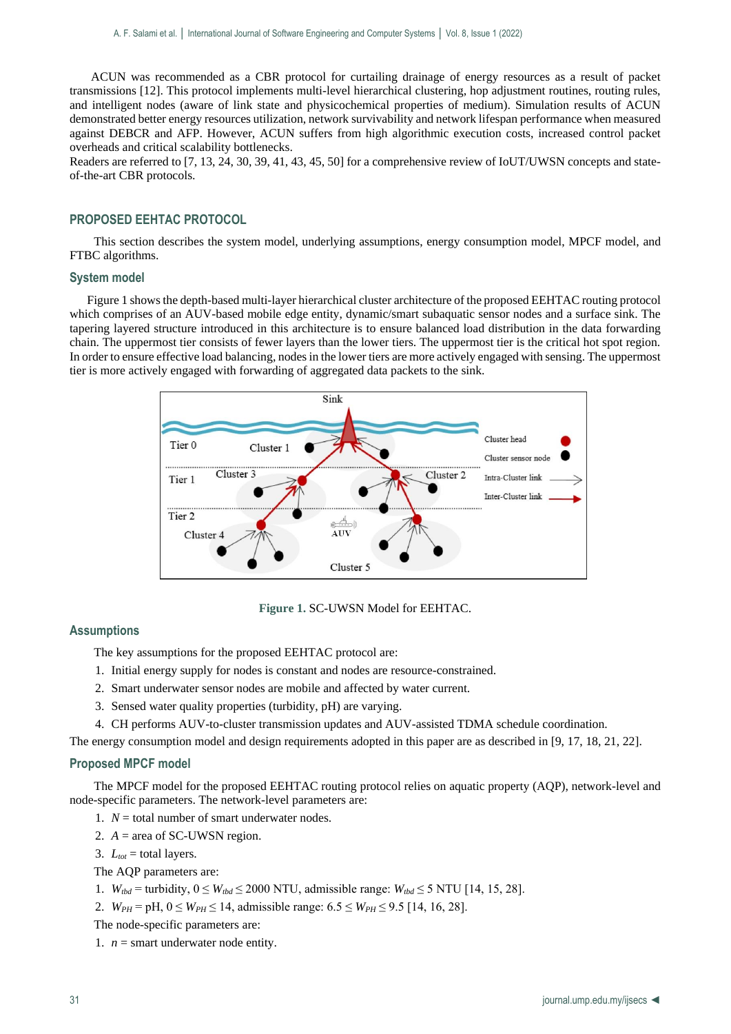ACUN was recommended as a CBR protocol for curtailing drainage of energy resources as a result of packet transmissions [12]. This protocol implements multi-level hierarchical clustering, hop adjustment routines, routing rules, and intelligent nodes (aware of link state and physicochemical properties of medium). Simulation results of ACUN demonstrated better energy resources utilization, network survivability and network lifespan performance when measured against DEBCR and AFP. However, ACUN suffers from high algorithmic execution costs, increased control packet overheads and critical scalability bottlenecks.
Readers are referred to [7, 13, 24, 30, 39, 41, 43, 45, 50] for a comprehensive review of IoUT/UWSN concepts and state-of-the-art CBR protocols.

## PROPOSED EEHTAC PROTOCOL

This section describes the system model, underlying assumptions, energy consumption model, MPCF model, and FTBC algorithms.

### System model

Figure 1 shows the depth-based multi-layer hierarchical cluster architecture of the proposed EEHTAC routing protocol which comprises of an AUV-based mobile edge entity, dynamic/smart subaquatic sensor nodes and a surface sink. The tapering layered structure introduced in this architecture is to ensure balanced load distribution in the data forwarding chain. The uppermost tier consists of fewer layers than the lower tiers. The uppermost tier is the critical hot spot region. In order to ensure effective load balancing, nodes in the lower tiers are more actively engaged with sensing. The uppermost tier is more actively engaged with forwarding of aggregated data packets to the sink.

**Figure 1.** SC-UWSN Model for EEHTAC.

### Assumptions

The key assumptions for the proposed EEHTAC protocol are:

1. Initial energy supply for nodes is constant and nodes are resource-constrained.
2. Smart underwater sensor nodes are mobile and affected by water current.
3. Sensed water quality properties (turbidity, pH) are varying.
4. CH performs AUV-to-cluster transmission updates and AUV-assisted TDMA schedule coordination.

The energy consumption model and design requirements adopted in this paper are as described in [9, 17, 18, 21, 22].

### Proposed MPCF model

The MPCF model for the proposed EEHTAC routing protocol relies on aquatic property (AQP), network-level and node-specific parameters. The network-level parameters are:

1. $N$ = total number of smart underwater nodes.
2. $A$ = area of SC-UWSN region.
3. $L_{tot}$ = total layers.

The AQP parameters are:

1. $W_{tbd}$ = turbidity, $0 \leq W_{tbd} \leq 2000$ NTU, admissible range: $W_{tbd} \leq 5$ NTU [14, 15, 28].
2. $W_{PH}$ = pH, $0 \leq W_{PH} \leq 14$, admissible range: $6.5 \leq W_{PH} \leq 9.5$ [14, 16, 28].

The node-specific parameters are:

1. $n$ = smart underwater node entity.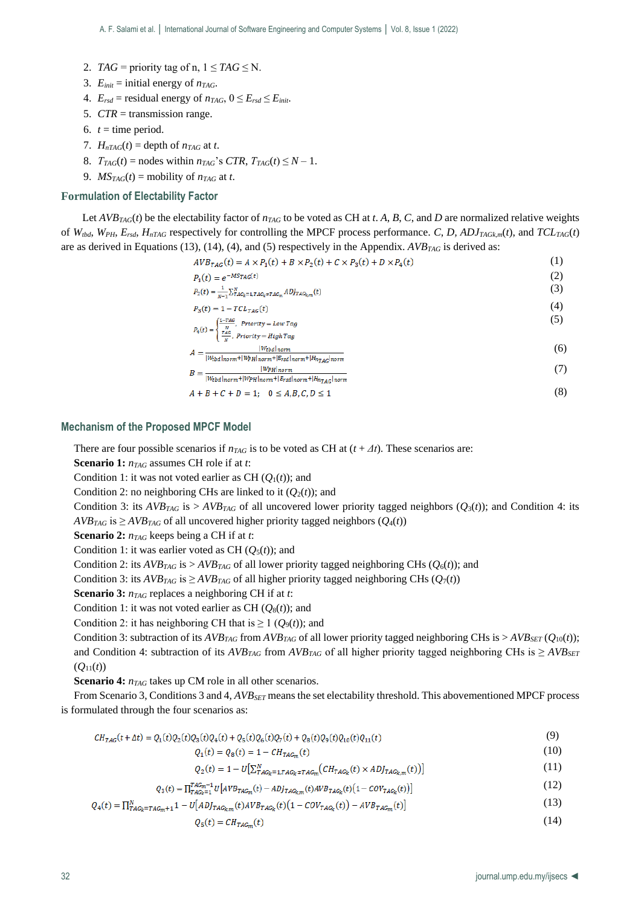2. $TAG$ = priority tag of n, $1 \leq TAG \leq$ N.
3. $E_{init}$ = initial energy of $n_{TAG}$.
4. $E_{rsd}$ = residual energy of $n_{TAG}$, $0 \leq E_{rsd} \leq E_{init}$.
5. $CTR$ = transmission range.
6. $t$ = time period.
7. $H_{nTAG}(t)$ = depth of $n_{TAG}$ at $t$.
8. $T_{TAG}(t)$ = nodes within $n_{TAG}$'s $CTR$, $T_{TAG}(t) \leq N - 1$.
9. $MS_{TAG}(t)$ = mobility of $n_{TAG}$ at $t$.

## Formulation of Electability Factor

Let $AVB_{TAG}(t)$ be the electability factor of $n_{TAG}$ to be voted as CH at $t$. $A$, $B$, $C$, and $D$ are normalized relative weights of $W_{tbd}$, $W_{PH}$, $E_{rsd}$, $H_{nTAG}$ respectively for controlling the MPCF process performance. $C$, $D$, $ADJ_{TAGk,m}(t)$, and $TCL_{TAG}(t)$ are as derived in Equations (13), (14), (4), and (5) respectively in the Appendix. $AVB_{TAG}$ is derived as:

$$AVB_{TAG}(t) = A \times P_1(t) + B \times P_2(t) + C \times P_3(t) + D \times P_4(t) \tag{1}$$

$$P_1(t) = e^{-MS_{TAG}(t)} \tag{2}$$

$$P_2(t) = \frac{1}{N-1}\sum_{TAG_k=1,TAG_k \neq TAG_m}^{N} ADJ_{TAG_{k,m}}(t) \tag{3}$$

$$P_3(t) = 1 - TCL_{TAG}(t) \tag{4}$$

$$P_4(t) = \begin{cases} \frac{1-TAG}{N}, & Priority = Low\ Tag \\ \frac{TAG}{N}, & Priority = High\ Tag \end{cases} \tag{5}$$

$$A = \frac{|W_{tbd}|_{norm}}{|W_{tbd}|_{norm}+|W_{PH}|_{norm}+|E_{rsd}|_{norm}+|H_{n_{TAG}}|_{norm}} \tag{6}$$

$$B = \frac{|W_{PH}|_{norm}}{|W_{tbd}|_{norm}+|W_{PH}|_{norm}+|E_{rsd}|_{norm}+|H_{n_{TAG}}|_{norm}} \tag{7}$$

$$A + B + C + D = 1; \quad 0 \leq A, B, C, D \leq 1 \tag{8}$$

## Mechanism of the Proposed MPCF Model

There are four possible scenarios if $n_{TAG}$ is to be voted as CH at $(t + \Delta t)$. These scenarios are:

**Scenario 1:** $n_{TAG}$ assumes CH role if at $t$:

Condition 1: it was not voted earlier as CH ($Q_1(t)$); and

Condition 2: no neighboring CHs are linked to it ($Q_2(t)$); and

Condition 3: its $AVB_{TAG}$ is > $AVB_{TAG}$ of all uncovered lower priority tagged neighbors ($Q_3(t)$); and Condition 4: its $AVB_{TAG}$ is ≥ $AVB_{TAG}$ of all uncovered higher priority tagged neighbors ($Q_4(t)$)

**Scenario 2:** $n_{TAG}$ keeps being a CH if at $t$:

Condition 1: it was earlier voted as CH ($Q_5(t)$); and

Condition 2: its $AVB_{TAG}$ is > $AVB_{TAG}$ of all lower priority tagged neighboring CHs ($Q_6(t)$); and

Condition 3: its $AVB_{TAG}$ is ≥ $AVB_{TAG}$ of all higher priority tagged neighboring CHs ($Q_7(t)$)

**Scenario 3:** $n_{TAG}$ replaces a neighboring CH if at $t$:

Condition 1: it was not voted earlier as CH ($Q_8(t)$); and

Condition 2: it has neighboring CH that is ≥ 1 ($Q_9(t)$); and

Condition 3: subtraction of its $AVB_{TAG}$ from $AVB_{TAG}$ of all lower priority tagged neighboring CHs is > $AVB_{SET}$ ($Q_{10}(t)$); and Condition 4: subtraction of its $AVB_{TAG}$ from $AVB_{TAG}$ of all higher priority tagged neighboring CHs is ≥ $AVB_{SET}$ ($Q_{11}(t)$)

**Scenario 4:** $n_{TAG}$ takes up CM role in all other scenarios.

From Scenario 3, Conditions 3 and 4, $AVB_{SET}$ means the set electability threshold. This abovementioned MPCF process is formulated through the four scenarios as:

$$CH_{TAG}(t+\Delta t) = Q_1(t)Q_2(t)Q_3(t)Q_4(t) + Q_5(t)Q_6(t)Q_7(t) + Q_8(t)Q_9(t)Q_{10}(t)Q_{11}(t) \tag{9}$$

$$Q_1(t) = Q_8(t) = 1 - CH_{TAG_m}(t) \tag{10}$$

$$Q_2(t) = 1 - U\left[\sum_{TAG_k=1,TAG_k \neq TAG_m}^{N}\left(CH_{TAG_k}(t) \times ADJ_{TAG_{k,m}}(t)\right)\right] \tag{11}$$

$$Q_3(t) = \prod_{TAG_k=1}^{TAG_m-1} U\left[AVB_{TAG_m}(t) - ADJ_{TAG_{k,m}}(t)AVB_{TAG_k}(t)\left(1 - COV_{TAG_k}(t)\right)\right] \tag{12}$$

$$Q_4(t) = \prod_{TAG_k=TAG_m+1}^{N} 1 - U\left[ADJ_{TAG_{k,m}}(t)AVB_{TAG_k}(t)\left(1 - COV_{TAG_k}(t)\right) - AVB_{TAG_m}(t)\right] \tag{13}$$

$$Q_5(t) = CH_{TAG_m}(t) \tag{14}$$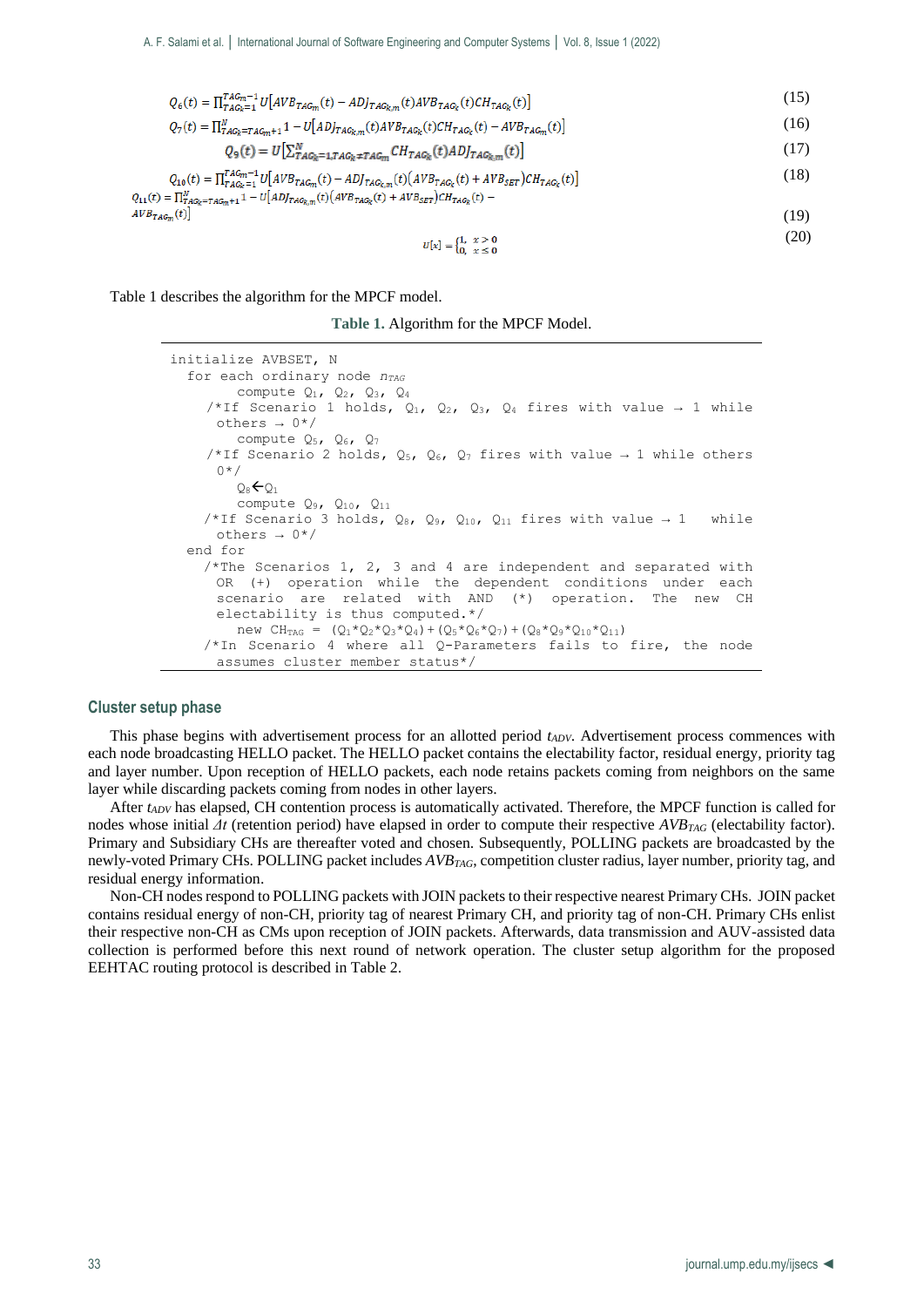$$Q_6(t) = \prod_{TAG_k=1}^{TAG_m-1} U\left[AVB_{TAG_m}(t) - ADJ_{TAG_{k,m}}(t) AVB_{TAG_k}(t) CH_{TAG_k}(t)\right] \tag{15}$$

$$Q_7(t) = \prod_{TAG_k=TAG_m+1}^{N} 1 - U\left[ADJ_{TAG_{k,m}}(t) AVB_{TAG_k}(t) CH_{TAG_k}(t) - AVB_{TAG_m}(t)\right] \tag{16}$$

$$Q_9(t) = U\left[\sum_{TAG_k=1, TAG_k \neq TAG_m}^{N} CH_{TAG_k}(t) ADJ_{TAG_{k,m}}(t)\right] \tag{17}$$

$$Q_{10}(t) = \prod_{TAG_k=1}^{TAG_m-1} U\left[AVB_{TAG_m}(t) - ADJ_{TAG_{k,m}}(t)\left(AVB_{TAG_k}(t) + AVB_{SET}\right) CH_{TAG_k}(t)\right] \tag{18}$$

$$Q_{11}(t) = \prod_{TAG_k=TAG_m+1}^{N} 1 - U\left[ADJ_{TAG_{k,m}}(t)\left(AVB_{TAG_k}(t) + AVB_{SET}\right) CH_{TAG_k}(t) - AVB_{TAG_m}(t)\right] \tag{19}$$

$$U[x] = \begin{cases} 1, & x > 0 \\ 0, & x \leq 0 \end{cases} \tag{20}$$

Table 1 describes the algorithm for the MPCF model.

**Table 1.** Algorithm for the MPCF Model.

```
initialize AVBSET, N
  for each ordinary node n_TAG
        compute Q1, Q2, Q3, Q4
     /*If Scenario 1 holds, Q1, Q2, Q3, Q4 fires with value → 1 while
       others → 0*/
        compute Q5, Q6, Q7
     /*If Scenario 2 holds, Q5, Q6, Q7 fires with value → 1 while others
       0*/
        Q8←Q1
        compute Q9, Q10, Q11
     /*If Scenario 3 holds, Q8, Q9, Q10, Q11 fires with value → 1  while
       others → 0*/
  end for
     /*The Scenarios 1, 2, 3 and 4 are independent and separated with
       OR (+) operation while the dependent conditions under each
       scenario are related with AND (*) operation. The new CH
       electability is thus computed.*/
        new CH_TAG = (Q1*Q2*Q3*Q4)+(Q5*Q6*Q7)+(Q8*Q9*Q10*Q11)
     /*In Scenario 4 where all Q-Parameters fails to fire, the node
       assumes cluster member status*/
```

## Cluster setup phase

This phase begins with advertisement process for an allotted period $t_{ADV}$. Advertisement process commences with each node broadcasting HELLO packet. The HELLO packet contains the electability factor, residual energy, priority tag and layer number. Upon reception of HELLO packets, each node retains packets coming from neighbors on the same layer while discarding packets coming from nodes in other layers.

After $t_{ADV}$ has elapsed, CH contention process is automatically activated. Therefore, the MPCF function is called for nodes whose initial $\Delta t$ (retention period) have elapsed in order to compute their respective $AVB_{TAG}$ (electability factor). Primary and Subsidiary CHs are thereafter voted and chosen. Subsequently, POLLING packets are broadcasted by the newly-voted Primary CHs. POLLING packet includes $AVB_{TAG}$, competition cluster radius, layer number, priority tag, and residual energy information.

Non-CH nodes respond to POLLING packets with JOIN packets to their respective nearest Primary CHs. JOIN packet contains residual energy of non-CH, priority tag of nearest Primary CH, and priority tag of non-CH. Primary CHs enlist their respective non-CH as CMs upon reception of JOIN packets. Afterwards, data transmission and AUV-assisted data collection is performed before this next round of network operation. The cluster setup algorithm for the proposed EEHTAC routing protocol is described in Table 2.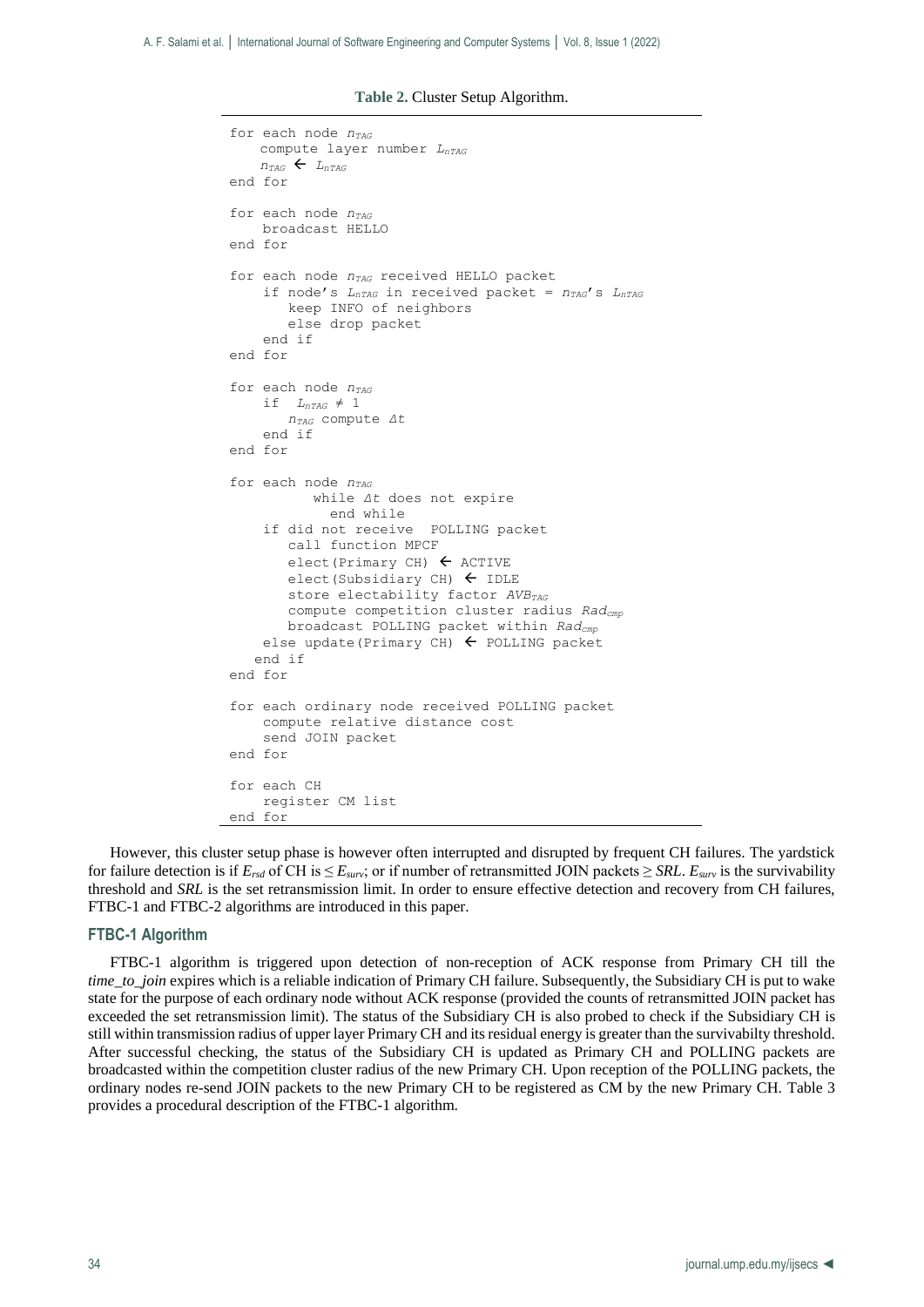**Table 2.** Cluster Setup Algorithm.

```
for each node nTAG
    compute layer number LnTAG
    nTAG ← LnTAG
end for

for each node nTAG
    broadcast HELLO
end for

for each node nTAG received HELLO packet
    if node's LnTAG in received packet = nTAG's LnTAG
       keep INFO of neighbors
       else drop packet
    end if
end for

for each node nTAG
    if  LnTAG ≠ 1
       nTAG compute Δt
    end if
end for

for each node nTAG
          while Δt does not expire
            end while
    if did not receive  POLLING packet
       call function MPCF
       elect(Primary CH) ← ACTIVE
       elect(Subsidiary CH) ← IDLE
       store electability factor AVBTAG
       compute competition cluster radius Radcmp
       broadcast POLLING packet within Radcmp
    else update(Primary CH) ← POLLING packet
   end if
end for

for each ordinary node received POLLING packet
    compute relative distance cost
    send JOIN packet
end for

for each CH
    register CM list
end for
```

However, this cluster setup phase is however often interrupted and disrupted by frequent CH failures. The yardstick for failure detection is if $E_{rsd}$ of CH is $\leq E_{surv}$; or if number of retransmitted JOIN packets $\geq SRL$. $E_{surv}$ is the survivability threshold and *SRL* is the set retransmission limit. In order to ensure effective detection and recovery from CH failures, FTBC-1 and FTBC-2 algorithms are introduced in this paper.

### FTBC-1 Algorithm

FTBC-1 algorithm is triggered upon detection of non-reception of ACK response from Primary CH till the *time_to_join* expires which is a reliable indication of Primary CH failure. Subsequently, the Subsidiary CH is put to wake state for the purpose of each ordinary node without ACK response (provided the counts of retransmitted JOIN packet has exceeded the set retransmission limit). The status of the Subsidiary CH is also probed to check if the Subsidiary CH is still within transmission radius of upper layer Primary CH and its residual energy is greater than the survivabilty threshold. After successful checking, the status of the Subsidiary CH is updated as Primary CH and POLLING packets are broadcasted within the competition cluster radius of the new Primary CH. Upon reception of the POLLING packets, the ordinary nodes re-send JOIN packets to the new Primary CH to be registered as CM by the new Primary CH. Table 3 provides a procedural description of the FTBC-1 algorithm.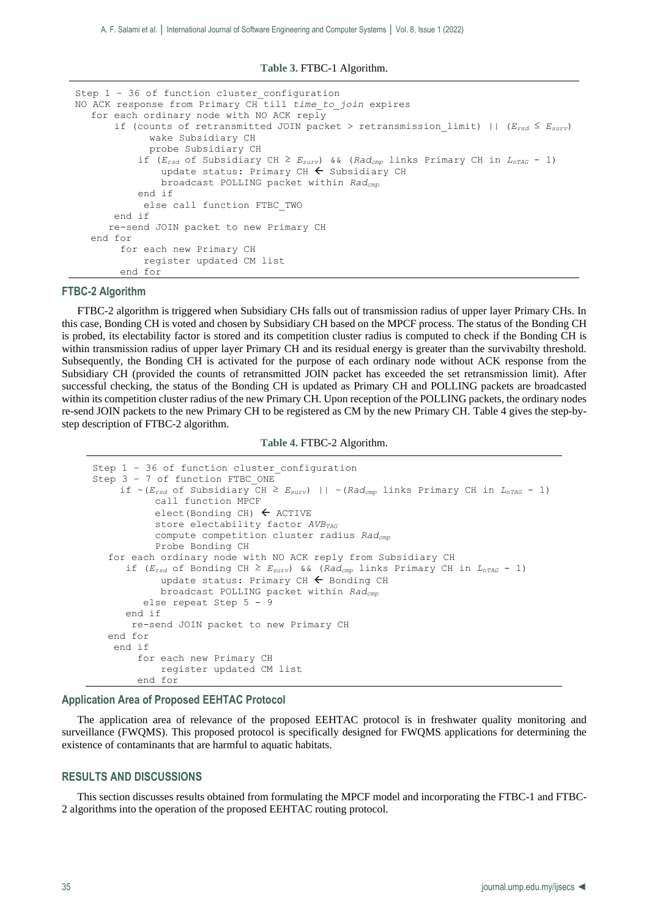**Table 3.** FTBC-1 Algorithm.

```
Step 1 – 36 of function cluster_configuration
NO ACK response from Primary CH till time_to_join expires
   for each ordinary node with NO ACK reply
       if (counts of retransmitted JOIN packet > retransmission_limit) || (E_rsd ≤ E_surv)
             wake Subsidiary CH
             probe Subsidiary CH
          if (E_rsd of Subsidiary CH ≥ E_surv) && (Rad_cmp links Primary CH in L_nTAG - 1)
               update status: Primary CH ← Subsidiary CH
               broadcast POLLING packet within Rad_cmp
          end if
           else call function FTBC_TWO
       end if
      re-send JOIN packet to new Primary CH
   end for
        for each new Primary CH
            register updated CM list
        end for
```

### FTBC-2 Algorithm

FTBC-2 algorithm is triggered when Subsidiary CHs falls out of transmission radius of upper layer Primary CHs. In this case, Bonding CH is voted and chosen by Subsidiary CH based on the MPCF process. The status of the Bonding CH is probed, its electability factor is stored and its competition cluster radius is computed to check if the Bonding CH is within transmission radius of upper layer Primary CH and its residual energy is greater than the survivabilty threshold. Subsequently, the Bonding CH is activated for the purpose of each ordinary node without ACK response from the Subsidiary CH (provided the counts of retransmitted JOIN packet has exceeded the set retransmission limit). After successful checking, the status of the Bonding CH is updated as Primary CH and POLLING packets are broadcasted within its competition cluster radius of the new Primary CH. Upon reception of the POLLING packets, the ordinary nodes re-send JOIN packets to the new Primary CH to be registered as CM by the new Primary CH. Table 4 gives the step-by-step description of FTBC-2 algorithm.

**Table 4.** FTBC-2 Algorithm.

```
Step 1 – 36 of function cluster_configuration
Step 3 – 7 of function FTBC_ONE
     if ~(E_rsd of Subsidiary CH ≥ E_surv) || ~(Rad_cmp links Primary CH in L_nTAG - 1)
           call function MPCF
           elect(Bonding CH) ← ACTIVE
           store electability factor AVB_TAG
           compute competition cluster radius Rad_cmp
           Probe Bonding CH
   for each ordinary node with NO ACK reply from Subsidiary CH
      if (E_rsd of Bonding CH ≥ E_surv) && (Rad_cmp links Primary CH in L_nTAG - 1)
            update status: Primary CH ← Bonding CH
            broadcast POLLING packet within Rad_cmp
         else repeat Step 5 - 9
      end if
       re-send JOIN packet to new Primary CH
   end for
    end if
        for each new Primary CH
            register updated CM list
        end for
```

### Application Area of Proposed EEHTAC Protocol

The application area of relevance of the proposed EEHTAC protocol is in freshwater quality monitoring and surveillance (FWQMS). This proposed protocol is specifically designed for FWQMS applications for determining the existence of contaminants that are harmful to aquatic habitats.

## RESULTS AND DISCUSSIONS

This section discusses results obtained from formulating the MPCF model and incorporating the FTBC-1 and FTBC-2 algorithms into the operation of the proposed EEHTAC routing protocol.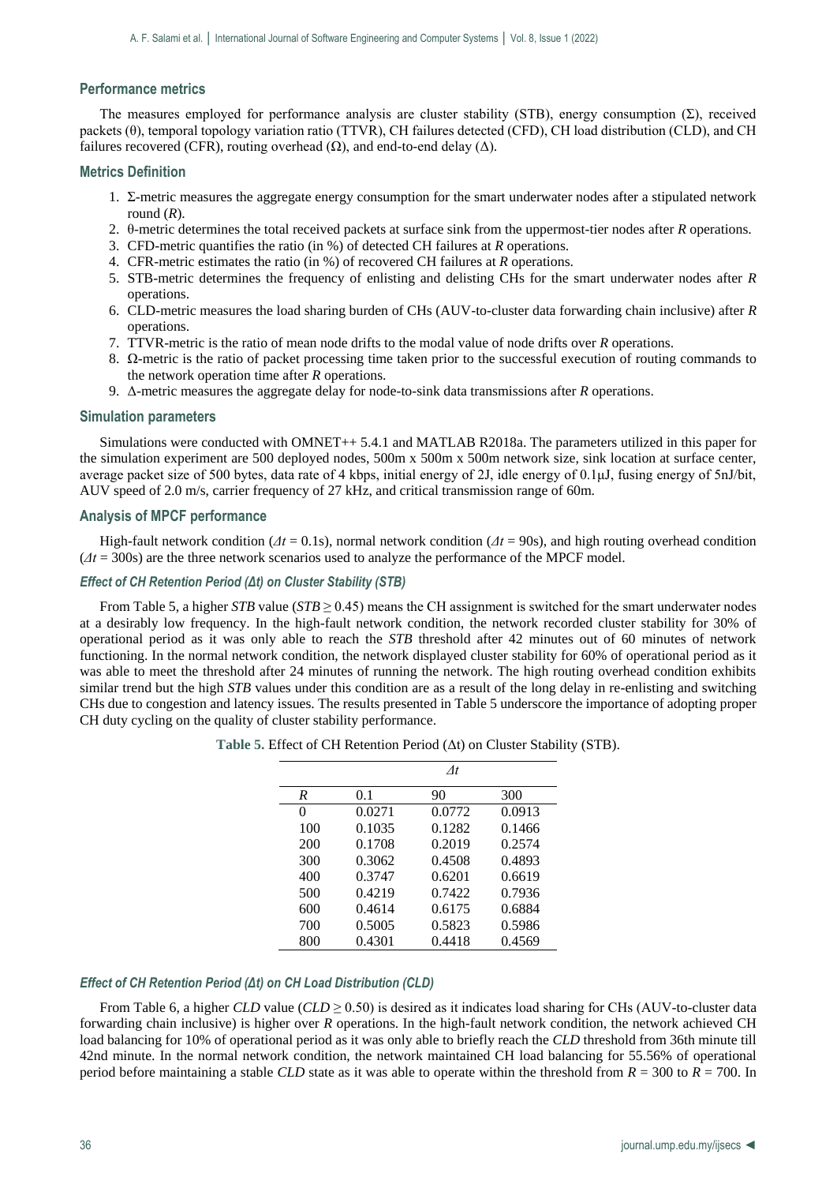## Performance metrics

The measures employed for performance analysis are cluster stability (STB), energy consumption (Σ), received packets (θ), temporal topology variation ratio (TTVR), CH failures detected (CFD), CH load distribution (CLD), and CH failures recovered (CFR), routing overhead (Ω), and end-to-end delay (Δ).

## Metrics Definition

1. Σ-metric measures the aggregate energy consumption for the smart underwater nodes after a stipulated network round (*R*).
2. θ-metric determines the total received packets at surface sink from the uppermost-tier nodes after *R* operations.
3. CFD-metric quantifies the ratio (in %) of detected CH failures at *R* operations.
4. CFR-metric estimates the ratio (in %) of recovered CH failures at *R* operations.
5. STB-metric determines the frequency of enlisting and delisting CHs for the smart underwater nodes after *R* operations.
6. CLD-metric measures the load sharing burden of CHs (AUV-to-cluster data forwarding chain inclusive) after *R* operations.
7. TTVR-metric is the ratio of mean node drifts to the modal value of node drifts over *R* operations.
8. Ω-metric is the ratio of packet processing time taken prior to the successful execution of routing commands to the network operation time after *R* operations.
9. Δ-metric measures the aggregate delay for node-to-sink data transmissions after *R* operations.

## Simulation parameters

Simulations were conducted with OMNET++ 5.4.1 and MATLAB R2018a. The parameters utilized in this paper for the simulation experiment are 500 deployed nodes, 500m x 500m x 500m network size, sink location at surface center, average packet size of 500 bytes, data rate of 4 kbps, initial energy of 2J, idle energy of 0.1μJ, fusing energy of 5nJ/bit, AUV speed of 2.0 m/s, carrier frequency of 27 kHz, and critical transmission range of 60m.

## Analysis of MPCF performance

High-fault network condition ($\Delta t$ = 0.1s), normal network condition ($\Delta t$ = 90s), and high routing overhead condition ($\Delta t$ = 300s) are the three network scenarios used to analyze the performance of the MPCF model.

### *Effect of CH Retention Period (Δt) on Cluster Stability (STB)*

From Table 5, a higher *STB* value ($STB \geq 0.45$) means the CH assignment is switched for the smart underwater nodes at a desirably low frequency. In the high-fault network condition, the network recorded cluster stability for 30% of operational period as it was only able to reach the *STB* threshold after 42 minutes out of 60 minutes of network functioning. In the normal network condition, the network displayed cluster stability for 60% of operational period as it was able to meet the threshold after 24 minutes of running the network. The high routing overhead condition exhibits similar trend but the high *STB* values under this condition are as a result of the long delay in re-enlisting and switching CHs due to congestion and latency issues. The results presented in Table 5 underscore the importance of adopting proper CH duty cycling on the quality of cluster stability performance.

**Table 5.** Effect of CH Retention Period (Δt) on Cluster Stability (STB).

| | $\Delta t$ | | |
|---|---|---|---|
| *R* | 0.1 | 90 | 300 |
| 0 | 0.0271 | 0.0772 | 0.0913 |
| 100 | 0.1035 | 0.1282 | 0.1466 |
| 200 | 0.1708 | 0.2019 | 0.2574 |
| 300 | 0.3062 | 0.4508 | 0.4893 |
| 400 | 0.3747 | 0.6201 | 0.6619 |
| 500 | 0.4219 | 0.7422 | 0.7936 |
| 600 | 0.4614 | 0.6175 | 0.6884 |
| 700 | 0.5005 | 0.5823 | 0.5986 |
| 800 | 0.4301 | 0.4418 | 0.4569 |

### *Effect of CH Retention Period (Δt) on CH Load Distribution (CLD)*

From Table 6, a higher *CLD* value ($CLD \geq 0.50$) is desired as it indicates load sharing for CHs (AUV-to-cluster data forwarding chain inclusive) is higher over *R* operations. In the high-fault network condition, the network achieved CH load balancing for 10% of operational period as it was only able to briefly reach the *CLD* threshold from 36th minute till 42nd minute. In the normal network condition, the network maintained CH load balancing for 55.56% of operational period before maintaining a stable *CLD* state as it was able to operate within the threshold from *R* = 300 to *R* = 700. In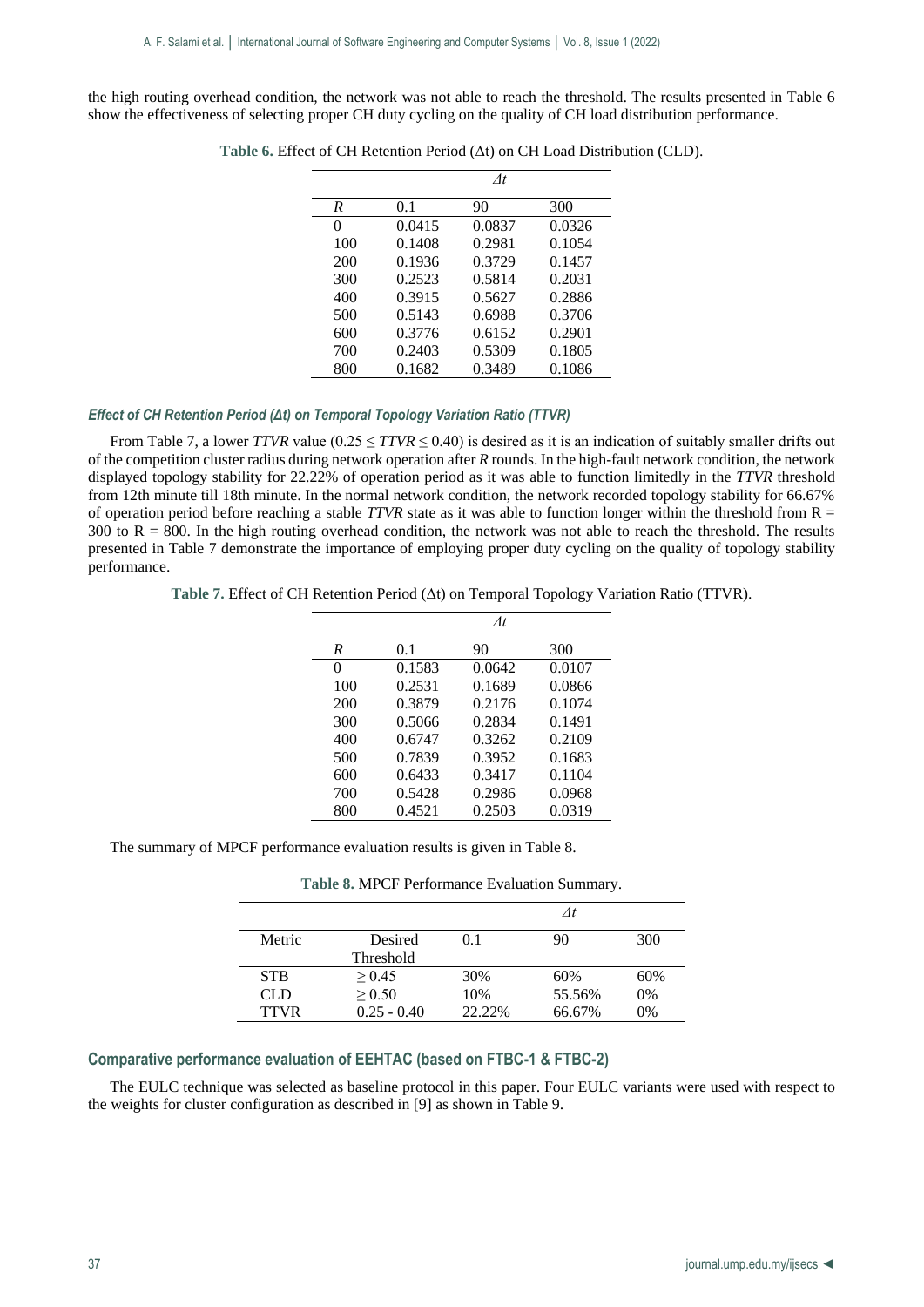the high routing overhead condition, the network was not able to reach the threshold. The results presented in Table 6 show the effectiveness of selecting proper CH duty cycling on the quality of CH load distribution performance.

**Table 6.** Effect of CH Retention Period (Δt) on CH Load Distribution (CLD).

| | $\Delta t$ | | |
|---|---|---|---|
| *R* | 0.1 | 90 | 300 |
| 0 | 0.0415 | 0.0837 | 0.0326 |
| 100 | 0.1408 | 0.2981 | 0.1054 |
| 200 | 0.1936 | 0.3729 | 0.1457 |
| 300 | 0.2523 | 0.5814 | 0.2031 |
| 400 | 0.3915 | 0.5627 | 0.2886 |
| 500 | 0.5143 | 0.6988 | 0.3706 |
| 600 | 0.3776 | 0.6152 | 0.2901 |
| 700 | 0.2403 | 0.5309 | 0.1805 |
| 800 | 0.1682 | 0.3489 | 0.1086 |

#### *Effect of CH Retention Period (Δt) on Temporal Topology Variation Ratio (TTVR)*

From Table 7, a lower *TTVR* value ($0.25 \leq TTVR \leq 0.40$) is desired as it is an indication of suitably smaller drifts out of the competition cluster radius during network operation after *R* rounds. In the high-fault network condition, the network displayed topology stability for 22.22% of operation period as it was able to function limitedly in the *TTVR* threshold from 12th minute till 18th minute. In the normal network condition, the network recorded topology stability for 66.67% of operation period before reaching a stable *TTVR* state as it was able to function longer within the threshold from R = 300 to R = 800. In the high routing overhead condition, the network was not able to reach the threshold. The results presented in Table 7 demonstrate the importance of employing proper duty cycling on the quality of topology stability performance.

**Table 7.** Effect of CH Retention Period (Δt) on Temporal Topology Variation Ratio (TTVR).

| | $\Delta t$ | | |
|---|---|---|---|
| *R* | 0.1 | 90 | 300 |
| 0 | 0.1583 | 0.0642 | 0.0107 |
| 100 | 0.2531 | 0.1689 | 0.0866 |
| 200 | 0.3879 | 0.2176 | 0.1074 |
| 300 | 0.5066 | 0.2834 | 0.1491 |
| 400 | 0.6747 | 0.3262 | 0.2109 |
| 500 | 0.7839 | 0.3952 | 0.1683 |
| 600 | 0.6433 | 0.3417 | 0.1104 |
| 700 | 0.5428 | 0.2986 | 0.0968 |
| 800 | 0.4521 | 0.2503 | 0.0319 |

The summary of MPCF performance evaluation results is given in Table 8.

**Table 8.** MPCF Performance Evaluation Summary.

| | | $\Delta t$ | | |
|---|---|---|---|---|
| Metric | Desired Threshold | 0.1 | 90 | 300 |
| STB | ≥ 0.45 | 30% | 60% | 60% |
| CLD | ≥ 0.50 | 10% | 55.56% | 0% |
| TTVR | 0.25 - 0.40 | 22.22% | 66.67% | 0% |

### Comparative performance evaluation of EEHTAC (based on FTBC-1 & FTBC-2)

The EULC technique was selected as baseline protocol in this paper. Four EULC variants were used with respect to the weights for cluster configuration as described in [9] as shown in Table 9.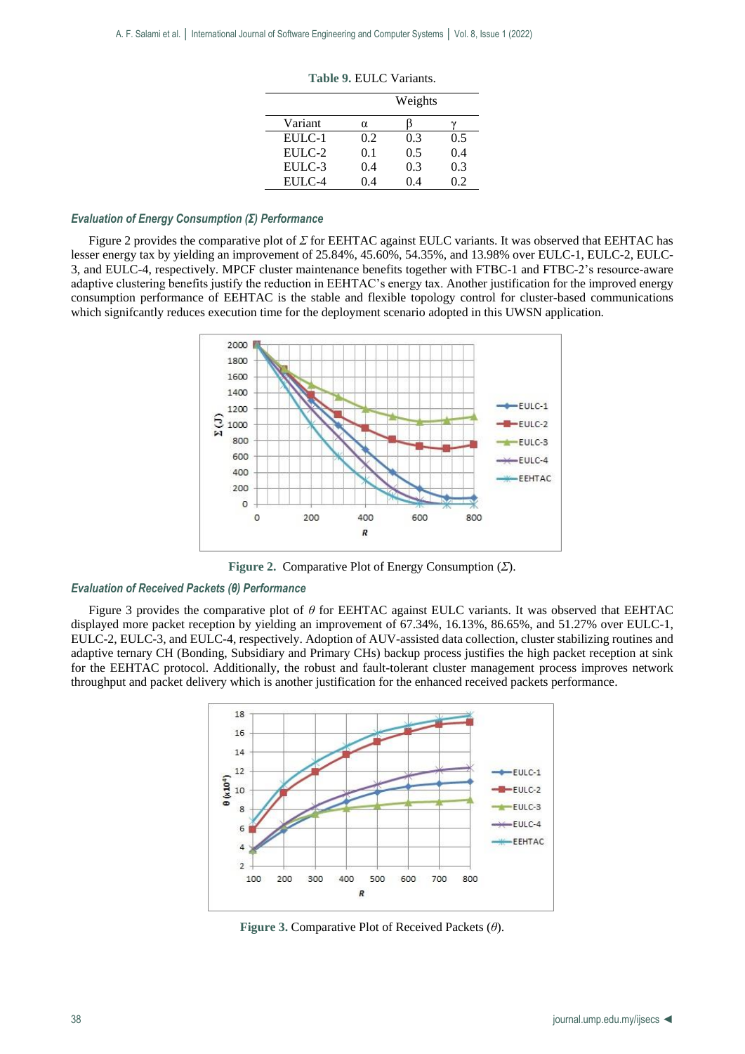**Table 9.** EULC Variants.

| | Weights | | |
|---|---|---|---|
| Variant | α | β | γ |
| EULC-1 | 0.2 | 0.3 | 0.5 |
| EULC-2 | 0.1 | 0.5 | 0.4 |
| EULC-3 | 0.4 | 0.3 | 0.3 |
| EULC-4 | 0.4 | 0.4 | 0.2 |

### *Evaluation of Energy Consumption (Σ) Performance*

Figure 2 provides the comparative plot of $\Sigma$ for EEHTAC against EULC variants. It was observed that EEHTAC has lesser energy tax by yielding an improvement of 25.84%, 45.60%, 54.35%, and 13.98% over EULC-1, EULC-2, EULC-3, and EULC-4, respectively. MPCF cluster maintenance benefits together with FTBC-1 and FTBC-2's resource-aware adaptive clustering benefits justify the reduction in EEHTAC's energy tax. Another justification for the improved energy consumption performance of EEHTAC is the stable and flexible topology control for cluster-based communications which signifcantly reduces execution time for the deployment scenario adopted in this UWSN application.

**Figure 2.** Comparative Plot of Energy Consumption ($\Sigma$).

### *Evaluation of Received Packets (θ) Performance*

Figure 3 provides the comparative plot of $\theta$ for EEHTAC against EULC variants. It was observed that EEHTAC displayed more packet reception by yielding an improvement of 67.34%, 16.13%, 86.65%, and 51.27% over EULC-1, EULC-2, EULC-3, and EULC-4, respectively. Adoption of AUV-assisted data collection, cluster stabilizing routines and adaptive ternary CH (Bonding, Subsidiary and Primary CHs) backup process justifies the high packet reception at sink for the EEHTAC protocol. Additionally, the robust and fault-tolerant cluster management process improves network throughput and packet delivery which is another justification for the enhanced received packets performance.

**Figure 3.** Comparative Plot of Received Packets ($\theta$).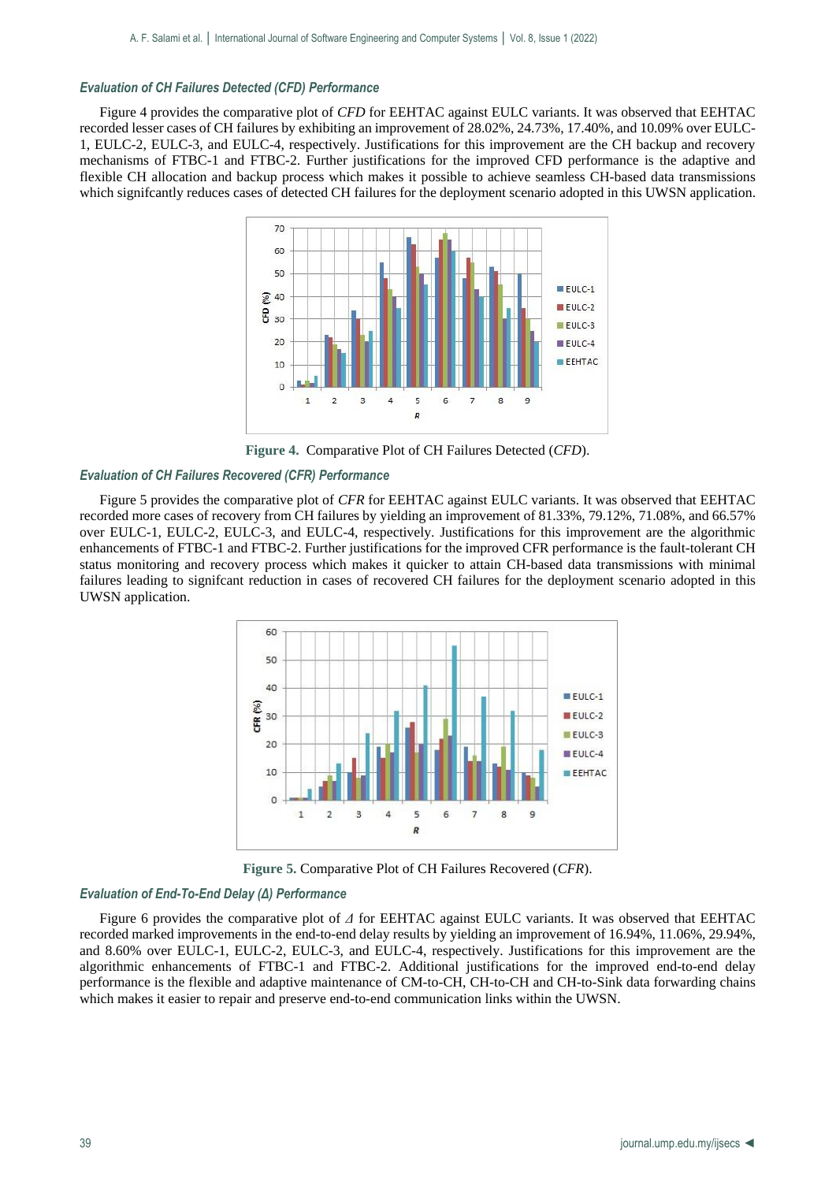### *Evaluation of CH Failures Detected (CFD) Performance*

Figure 4 provides the comparative plot of *CFD* for EEHTAC against EULC variants. It was observed that EEHTAC recorded lesser cases of CH failures by exhibiting an improvement of 28.02%, 24.73%, 17.40%, and 10.09% over EULC-1, EULC-2, EULC-3, and EULC-4, respectively. Justifications for this improvement are the CH backup and recovery mechanisms of FTBC-1 and FTBC-2. Further justifications for the improved CFD performance is the adaptive and flexible CH allocation and backup process which makes it possible to achieve seamless CH-based data transmissions which signifcantly reduces cases of detected CH failures for the deployment scenario adopted in this UWSN application.

**Figure 4.** Comparative Plot of CH Failures Detected (*CFD*).

### *Evaluation of CH Failures Recovered (CFR) Performance*

Figure 5 provides the comparative plot of *CFR* for EEHTAC against EULC variants. It was observed that EEHTAC recorded more cases of recovery from CH failures by yielding an improvement of 81.33%, 79.12%, 71.08%, and 66.57% over EULC-1, EULC-2, EULC-3, and EULC-4, respectively. Justifications for this improvement are the algorithmic enhancements of FTBC-1 and FTBC-2. Further justifications for the improved CFR performance is the fault-tolerant CH status monitoring and recovery process which makes it quicker to attain CH-based data transmissions with minimal failures leading to signifcant reduction in cases of recovered CH failures for the deployment scenario adopted in this UWSN application.

**Figure 5.** Comparative Plot of CH Failures Recovered (*CFR*).

### *Evaluation of End-To-End Delay (Δ) Performance*

Figure 6 provides the comparative plot of $\Delta$ for EEHTAC against EULC variants. It was observed that EEHTAC recorded marked improvements in the end-to-end delay results by yielding an improvement of 16.94%, 11.06%, 29.94%, and 8.60% over EULC-1, EULC-2, EULC-3, and EULC-4, respectively. Justifications for this improvement are the algorithmic enhancements of FTBC-1 and FTBC-2. Additional justifications for the improved end-to-end delay performance is the flexible and adaptive maintenance of CM-to-CH, CH-to-CH and CH-to-Sink data forwarding chains which makes it easier to repair and preserve end-to-end communication links within the UWSN.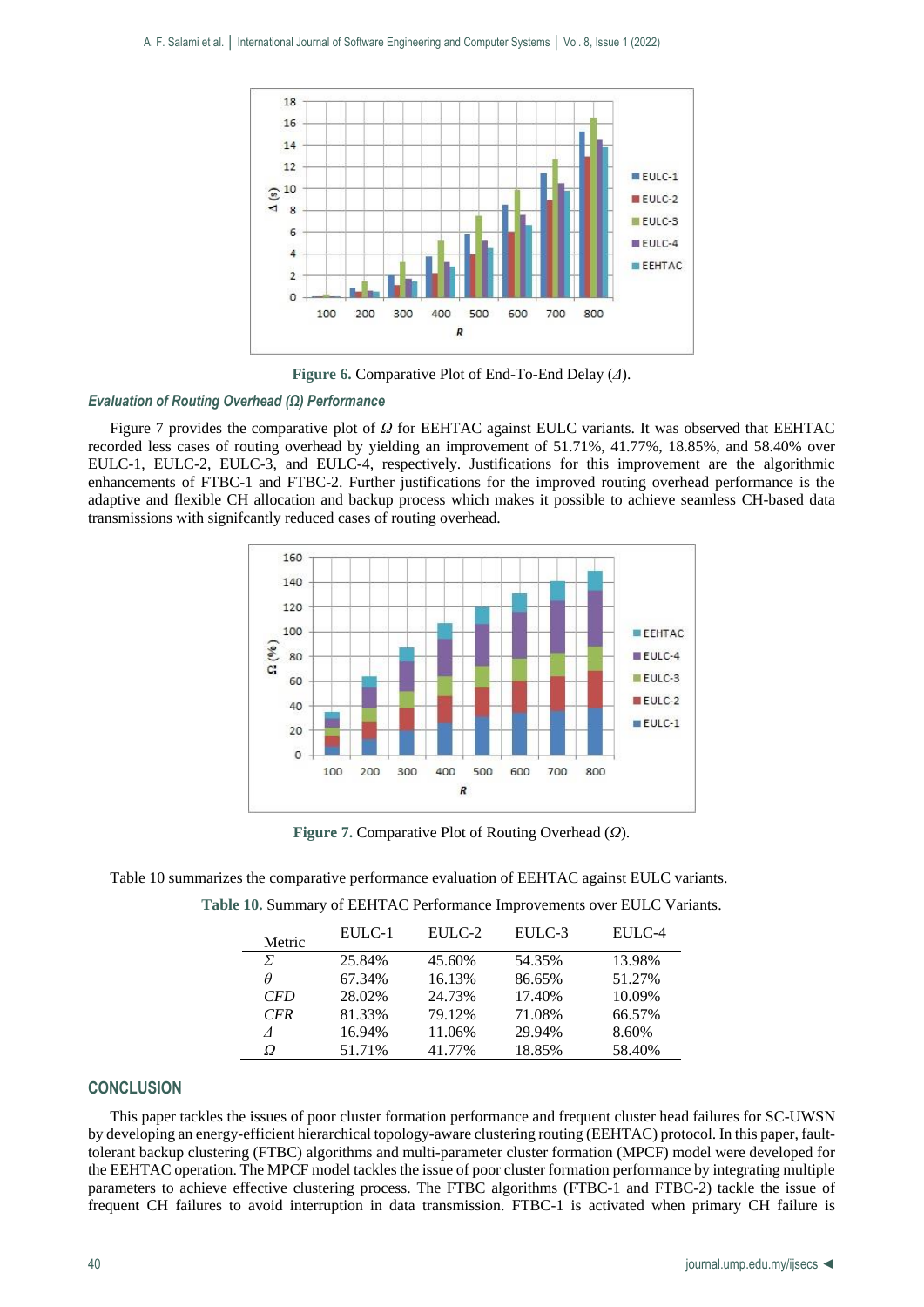Figure 6. Comparative Plot of End-To-End Delay ($\Delta$).

### Evaluation of Routing Overhead (Ω) Performance

Figure 7 provides the comparative plot of $\Omega$ for EEHTAC against EULC variants. It was observed that EEHTAC recorded less cases of routing overhead by yielding an improvement of 51.71%, 41.77%, 18.85%, and 58.40% over EULC-1, EULC-2, EULC-3, and EULC-4, respectively. Justifications for this improvement are the algorithmic enhancements of FTBC-1 and FTBC-2. Further justifications for the improved routing overhead performance is the adaptive and flexible CH allocation and backup process which makes it possible to achieve seamless CH-based data transmissions with signifcantly reduced cases of routing overhead.

Figure 7. Comparative Plot of Routing Overhead ($\Omega$).

Table 10 summarizes the comparative performance evaluation of EEHTAC against EULC variants.

Table 10. Summary of EEHTAC Performance Improvements over EULC Variants.

| Metric | EULC-1 | EULC-2 | EULC-3 | EULC-4 |
|---|---|---|---|---|
| $\Sigma$ | 25.84% | 45.60% | 54.35% | 13.98% |
| $\theta$ | 67.34% | 16.13% | 86.65% | 51.27% |
| $CFD$ | 28.02% | 24.73% | 17.40% | 10.09% |
| $CFR$ | 81.33% | 79.12% | 71.08% | 66.57% |
| $\Delta$ | 16.94% | 11.06% | 29.94% | 8.60% |
| $\Omega$ | 51.71% | 41.77% | 18.85% | 58.40% |

## CONCLUSION

This paper tackles the issues of poor cluster formation performance and frequent cluster head failures for SC-UWSN by developing an energy-efficient hierarchical topology-aware clustering routing (EEHTAC) protocol. In this paper, fault-tolerant backup clustering (FTBC) algorithms and multi-parameter cluster formation (MPCF) model were developed for the EEHTAC operation. The MPCF model tackles the issue of poor cluster formation performance by integrating multiple parameters to achieve effective clustering process. The FTBC algorithms (FTBC-1 and FTBC-2) tackle the issue of frequent CH failures to avoid interruption in data transmission. FTBC-1 is activated when primary CH failure is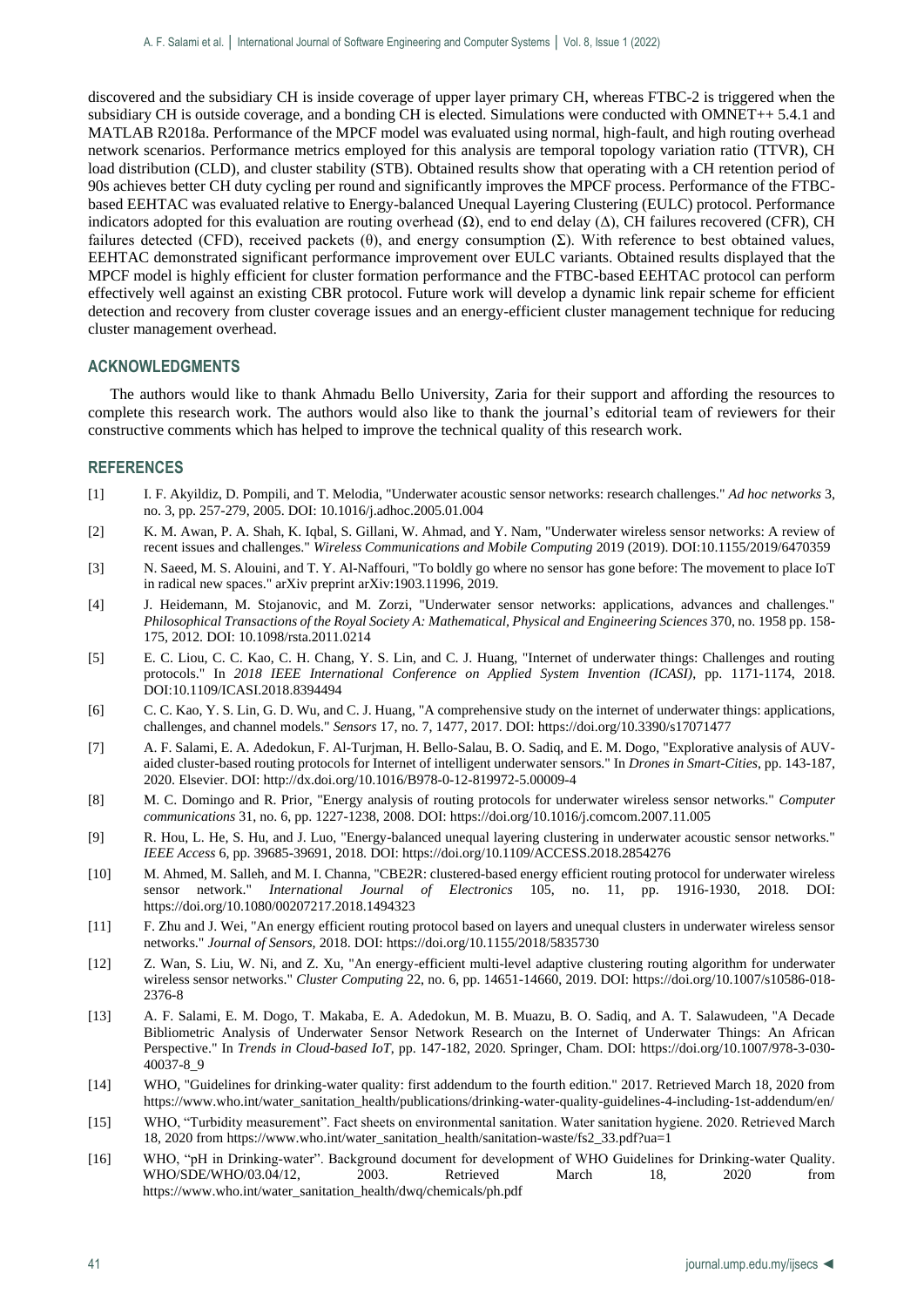discovered and the subsidiary CH is inside coverage of upper layer primary CH, whereas FTBC-2 is triggered when the subsidiary CH is outside coverage, and a bonding CH is elected. Simulations were conducted with OMNET++ 5.4.1 and MATLAB R2018a. Performance of the MPCF model was evaluated using normal, high-fault, and high routing overhead network scenarios. Performance metrics employed for this analysis are temporal topology variation ratio (TTVR), CH load distribution (CLD), and cluster stability (STB). Obtained results show that operating with a CH retention period of 90s achieves better CH duty cycling per round and significantly improves the MPCF process. Performance of the FTBC-based EEHTAC was evaluated relative to Energy-balanced Unequal Layering Clustering (EULC) protocol. Performance indicators adopted for this evaluation are routing overhead ($\Omega$), end to end delay ($\Delta$), CH failures recovered (CFR), CH failures detected (CFD), received packets ($\theta$), and energy consumption ($\Sigma$). With reference to best obtained values, EEHTAC demonstrated significant performance improvement over EULC variants. Obtained results displayed that the MPCF model is highly efficient for cluster formation performance and the FTBC-based EEHTAC protocol can perform effectively well against an existing CBR protocol. Future work will develop a dynamic link repair scheme for efficient detection and recovery from cluster coverage issues and an energy-efficient cluster management technique for reducing cluster management overhead.

## ACKNOWLEDGMENTS

The authors would like to thank Ahmadu Bello University, Zaria for their support and affording the resources to complete this research work. The authors would also like to thank the journal's editorial team of reviewers for their constructive comments which has helped to improve the technical quality of this research work.

## REFERENCES

[1] I. F. Akyildiz, D. Pompili, and T. Melodia, "Underwater acoustic sensor networks: research challenges." *Ad hoc networks* 3, no. 3, pp. 257-279, 2005. DOI: 10.1016/j.adhoc.2005.01.004

[2] K. M. Awan, P. A. Shah, K. Iqbal, S. Gillani, W. Ahmad, and Y. Nam, "Underwater wireless sensor networks: A review of recent issues and challenges." *Wireless Communications and Mobile Computing* 2019 (2019). DOI:10.1155/2019/6470359

[3] N. Saeed, M. S. Alouini, and T. Y. Al-Naffouri, "To boldly go where no sensor has gone before: The movement to place IoT in radical new spaces." arXiv preprint arXiv:1903.11996, 2019.

[4] J. Heidemann, M. Stojanovic, and M. Zorzi, "Underwater sensor networks: applications, advances and challenges." *Philosophical Transactions of the Royal Society A: Mathematical, Physical and Engineering Sciences* 370, no. 1958 pp. 158-175, 2012. DOI: 10.1098/rsta.2011.0214

[5] E. C. Liou, C. C. Kao, C. H. Chang, Y. S. Lin, and C. J. Huang, "Internet of underwater things: Challenges and routing protocols." In *2018 IEEE International Conference on Applied System Invention (ICASI)*, pp. 1171-1174, 2018. DOI:10.1109/ICASI.2018.8394494

[6] C. C. Kao, Y. S. Lin, G. D. Wu, and C. J. Huang, "A comprehensive study on the internet of underwater things: applications, challenges, and channel models." *Sensors* 17, no. 7, 1477, 2017. DOI: https://doi.org/10.3390/s17071477

[7] A. F. Salami, E. A. Adedokun, F. Al-Turjman, H. Bello-Salau, B. O. Sadiq, and E. M. Dogo, "Explorative analysis of AUV-aided cluster-based routing protocols for Internet of intelligent underwater sensors." In *Drones in Smart-Cities*, pp. 143-187, 2020. Elsevier. DOI: http://dx.doi.org/10.1016/B978-0-12-819972-5.00009-4

[8] M. C. Domingo and R. Prior, "Energy analysis of routing protocols for underwater wireless sensor networks." *Computer communications* 31, no. 6, pp. 1227-1238, 2008. DOI: https://doi.org/10.1016/j.comcom.2007.11.005

[9] R. Hou, L. He, S. Hu, and J. Luo, "Energy-balanced unequal layering clustering in underwater acoustic sensor networks." *IEEE Access* 6, pp. 39685-39691, 2018. DOI: https://doi.org/10.1109/ACCESS.2018.2854276

[10] M. Ahmed, M. Salleh, and M. I. Channa, "CBE2R: clustered-based energy efficient routing protocol for underwater wireless sensor network." *International Journal of Electronics* 105, no. 11, pp. 1916-1930, 2018. DOI: https://doi.org/10.1080/00207217.2018.1494323

[11] F. Zhu and J. Wei, "An energy efficient routing protocol based on layers and unequal clusters in underwater wireless sensor networks." *Journal of Sensors,* 2018. DOI: https://doi.org/10.1155/2018/5835730

[12] Z. Wan, S. Liu, W. Ni, and Z. Xu, "An energy-efficient multi-level adaptive clustering routing algorithm for underwater wireless sensor networks." *Cluster Computing* 22, no. 6, pp. 14651-14660, 2019. DOI: https://doi.org/10.1007/s10586-018-2376-8

[13] A. F. Salami, E. M. Dogo, T. Makaba, E. A. Adedokun, M. B. Muazu, B. O. Sadiq, and A. T. Salawudeen, "A Decade Bibliometric Analysis of Underwater Sensor Network Research on the Internet of Underwater Things: An African Perspective." In *Trends in Cloud-based IoT,* pp. 147-182, 2020. Springer, Cham. DOI: https://doi.org/10.1007/978-3-030-40037-8_9

[14] WHO, "Guidelines for drinking-water quality: first addendum to the fourth edition." 2017. Retrieved March 18, 2020 from https://www.who.int/water_sanitation_health/publications/drinking-water-quality-guidelines-4-including-1st-addendum/en/

[15] WHO, "Turbidity measurement". Fact sheets on environmental sanitation. Water sanitation hygiene. 2020. Retrieved March 18, 2020 from https://www.who.int/water_sanitation_health/sanitation-waste/fs2_33.pdf?ua=1

[16] WHO, "pH in Drinking-water". Background document for development of WHO Guidelines for Drinking-water Quality. WHO/SDE/WHO/03.04/12, 2003. Retrieved March 18, 2020 from https://www.who.int/water_sanitation_health/dwq/chemicals/ph.pdf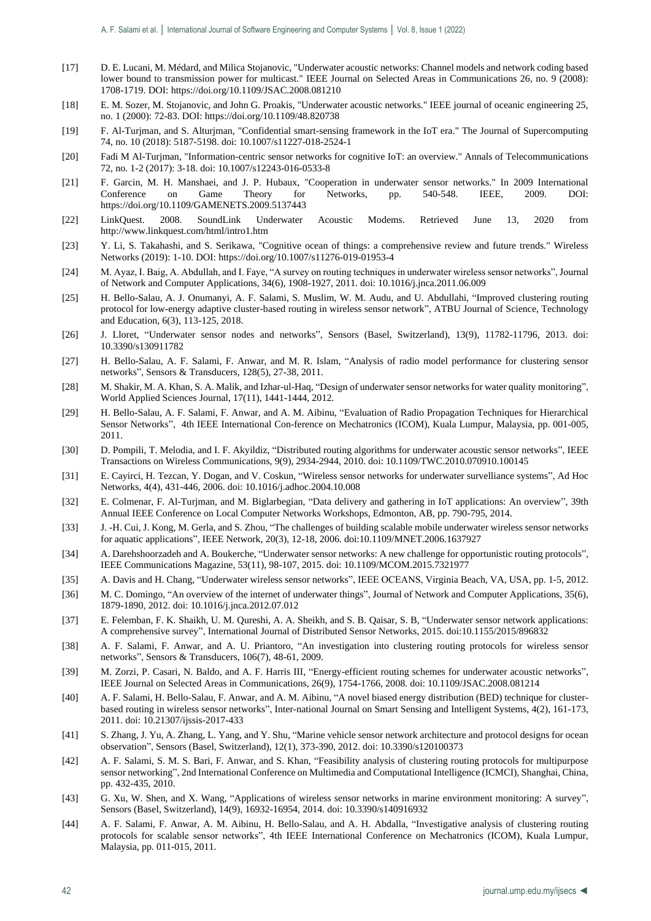[17] D. E. Lucani, M. Médard, and Milica Stojanovic, "Underwater acoustic networks: Channel models and network coding based lower bound to transmission power for multicast." IEEE Journal on Selected Areas in Communications 26, no. 9 (2008): 1708-1719. DOI: https://doi.org/10.1109/JSAC.2008.081210

[18] E. M. Sozer, M. Stojanovic, and John G. Proakis, "Underwater acoustic networks." IEEE journal of oceanic engineering 25, no. 1 (2000): 72-83. DOI: https://doi.org/10.1109/48.820738

[19] F. Al-Turjman, and S. Alturjman, "Confidential smart-sensing framework in the IoT era." The Journal of Supercomputing 74, no. 10 (2018): 5187-5198. doi: 10.1007/s11227-018-2524-1

[20] Fadi M Al-Turjman, "Information-centric sensor networks for cognitive IoT: an overview." Annals of Telecommunications 72, no. 1-2 (2017): 3-18. doi: 10.1007/s12243-016-0533-8

[21] F. Garcin, M. H. Manshaei, and J. P. Hubaux, "Cooperation in underwater sensor networks." In 2009 International Conference on Game Theory for Networks, pp. 540-548. IEEE, 2009. DOI: https://doi.org/10.1109/GAMENETS.2009.5137443

[22] LinkQuest. 2008. SoundLink Underwater Acoustic Modems. Retrieved June 13, 2020 from http://www.linkquest.com/html/intro1.htm

[23] Y. Li, S. Takahashi, and S. Serikawa, "Cognitive ocean of things: a comprehensive review and future trends." Wireless Networks (2019): 1-10. DOI: https://doi.org/10.1007/s11276-019-01953-4

[24] M. Ayaz, I. Baig, A. Abdullah, and I. Faye, "A survey on routing techniques in underwater wireless sensor networks", Journal of Network and Computer Applications, 34(6), 1908-1927, 2011. doi: 10.1016/j.jnca.2011.06.009

[25] H. Bello-Salau, A. J. Onumanyi, A. F. Salami, S. Muslim, W. M. Audu, and U. Abdullahi, "Improved clustering routing protocol for low-energy adaptive cluster-based routing in wireless sensor network", ATBU Journal of Science, Technology and Education, 6(3), 113-125, 2018.

[26] J. Lloret, "Underwater sensor nodes and networks", Sensors (Basel, Switzerland), 13(9), 11782-11796, 2013. doi: 10.3390/s130911782

[27] H. Bello-Salau, A. F. Salami, F. Anwar, and M. R. Islam, "Analysis of radio model performance for clustering sensor networks", Sensors & Transducers, 128(5), 27-38, 2011.

[28] M. Shakir, M. A. Khan, S. A. Malik, and Izhar-ul-Haq, "Design of underwater sensor networks for water quality monitoring", World Applied Sciences Journal, 17(11), 1441-1444, 2012.

[29] H. Bello-Salau, A. F. Salami, F. Anwar, and A. M. Aibinu, "Evaluation of Radio Propagation Techniques for Hierarchical Sensor Networks", 4th IEEE International Con-ference on Mechatronics (ICOM), Kuala Lumpur, Malaysia, pp. 001-005, 2011.

[30] D. Pompili, T. Melodia, and I. F. Akyildiz, "Distributed routing algorithms for underwater acoustic sensor networks", IEEE Transactions on Wireless Communications, 9(9), 2934-2944, 2010. doi: 10.1109/TWC.2010.070910.100145

[31] E. Cayirci, H. Tezcan, Y. Dogan, and V. Coskun, "Wireless sensor networks for underwater survelliance systems", Ad Hoc Networks, 4(4), 431-446, 2006. doi: 10.1016/j.adhoc.2004.10.008

[32] E. Colmenar, F. Al-Turjman, and M. Biglarbegian, "Data delivery and gathering in IoT applications: An overview", 39th Annual IEEE Conference on Local Computer Networks Workshops, Edmonton, AB, pp. 790-795, 2014.

[33] J. -H. Cui, J. Kong, M. Gerla, and S. Zhou, "The challenges of building scalable mobile underwater wireless sensor networks for aquatic applications", IEEE Network, 20(3), 12-18, 2006. doi:10.1109/MNET.2006.1637927

[34] A. Darehshoorzadeh and A. Boukerche, "Underwater sensor networks: A new challenge for opportunistic routing protocols", IEEE Communications Magazine, 53(11), 98-107, 2015. doi: 10.1109/MCOM.2015.7321977

[35] A. Davis and H. Chang, "Underwater wireless sensor networks", IEEE OCEANS, Virginia Beach, VA, USA, pp. 1-5, 2012.

[36] M. C. Domingo, "An overview of the internet of underwater things", Journal of Network and Computer Applications, 35(6), 1879-1890, 2012. doi: 10.1016/j.jnca.2012.07.012

[37] E. Felemban, F. K. Shaikh, U. M. Qureshi, A. A. Sheikh, and S. B. Qaisar, S. B, "Underwater sensor network applications: A comprehensive survey", International Journal of Distributed Sensor Networks, 2015. doi:10.1155/2015/896832

[38] A. F. Salami, F. Anwar, and A. U. Priantoro, "An investigation into clustering routing protocols for wireless sensor networks", Sensors & Transducers, 106(7), 48-61, 2009.

[39] M. Zorzi, P. Casari, N. Baldo, and A. F. Harris III, "Energy-efficient routing schemes for underwater acoustic networks", IEEE Journal on Selected Areas in Communications, 26(9), 1754-1766, 2008. doi: 10.1109/JSAC.2008.081214

[40] A. F. Salami, H. Bello-Salau, F. Anwar, and A. M. Aibinu, "A novel biased energy distribution (BED) technique for cluster-based routing in wireless sensor networks", Inter-national Journal on Smart Sensing and Intelligent Systems, 4(2), 161-173, 2011. doi: 10.21307/ijssis-2017-433

[41] S. Zhang, J. Yu, A. Zhang, L. Yang, and Y. Shu, "Marine vehicle sensor network architecture and protocol designs for ocean observation", Sensors (Basel, Switzerland), 12(1), 373-390, 2012. doi: 10.3390/s120100373

[42] A. F. Salami, S. M. S. Bari, F. Anwar, and S. Khan, "Feasibility analysis of clustering routing protocols for multipurpose sensor networking", 2nd International Conference on Multimedia and Computational Intelligence (ICMCI), Shanghai, China, pp. 432-435, 2010.

[43] G. Xu, W. Shen, and X. Wang, "Applications of wireless sensor networks in marine environment monitoring: A survey", Sensors (Basel, Switzerland), 14(9), 16932-16954, 2014. doi: 10.3390/s140916932

[44] A. F. Salami, F. Anwar, A. M. Aibinu, H. Bello-Salau, and A. H. Abdalla, "Investigative analysis of clustering routing protocols for scalable sensor networks", 4th IEEE International Conference on Mechatronics (ICOM), Kuala Lumpur, Malaysia, pp. 011-015, 2011.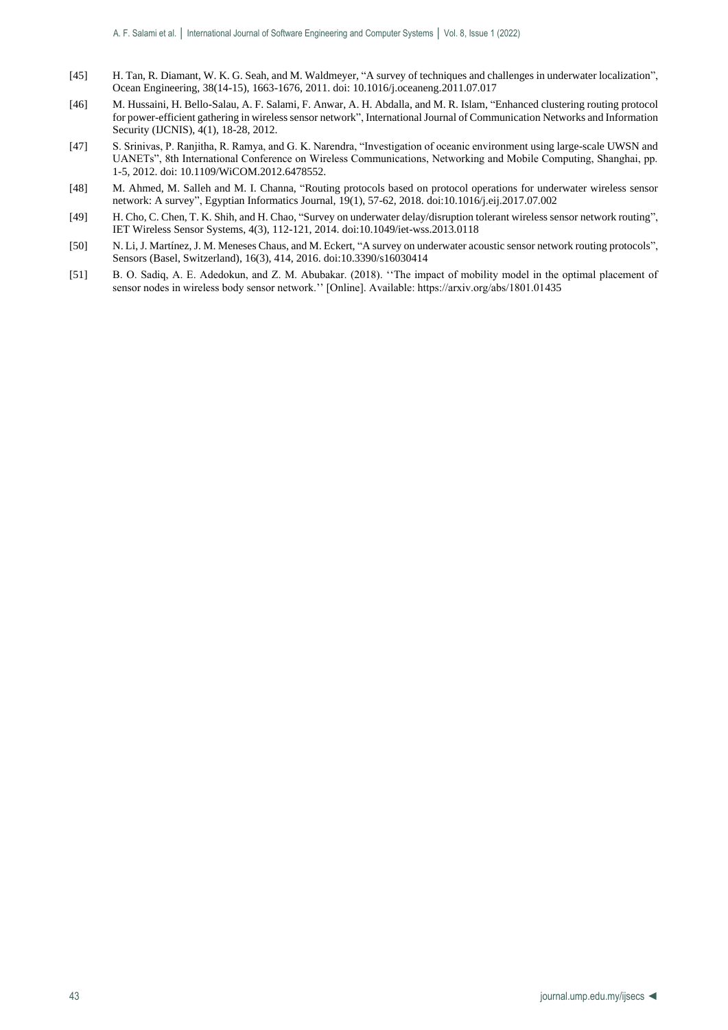[45] H. Tan, R. Diamant, W. K. G. Seah, and M. Waldmeyer, "A survey of techniques and challenges in underwater localization", Ocean Engineering, 38(14-15), 1663-1676, 2011. doi: 10.1016/j.oceaneng.2011.07.017

[46] M. Hussaini, H. Bello-Salau, A. F. Salami, F. Anwar, A. H. Abdalla, and M. R. Islam, "Enhanced clustering routing protocol for power-efficient gathering in wireless sensor network", International Journal of Communication Networks and Information Security (IJCNIS), 4(1), 18-28, 2012.

[47] S. Srinivas, P. Ranjitha, R. Ramya, and G. K. Narendra, "Investigation of oceanic environment using large-scale UWSN and UANETs", 8th International Conference on Wireless Communications, Networking and Mobile Computing, Shanghai, pp. 1-5, 2012. doi: 10.1109/WiCOM.2012.6478552.

[48] M. Ahmed, M. Salleh and M. I. Channa, "Routing protocols based on protocol operations for underwater wireless sensor network: A survey", Egyptian Informatics Journal, 19(1), 57-62, 2018. doi:10.1016/j.eij.2017.07.002

[49] H. Cho, C. Chen, T. K. Shih, and H. Chao, "Survey on underwater delay/disruption tolerant wireless sensor network routing", IET Wireless Sensor Systems, 4(3), 112-121, 2014. doi:10.1049/iet-wss.2013.0118

[50] N. Li, J. Martínez, J. M. Meneses Chaus, and M. Eckert, "A survey on underwater acoustic sensor network routing protocols", Sensors (Basel, Switzerland), 16(3), 414, 2016. doi:10.3390/s16030414

[51] B. O. Sadiq, A. E. Adedokun, and Z. M. Abubakar. (2018). ''The impact of mobility model in the optimal placement of sensor nodes in wireless body sensor network.'' [Online]. Available: https://arxiv.org/abs/1801.01435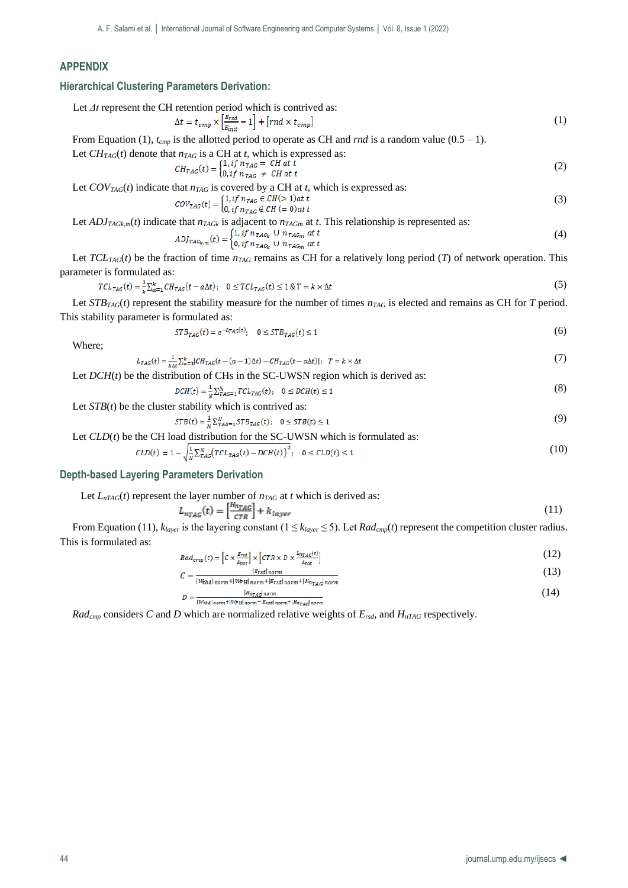## APPENDIX

### Hierarchical Clustering Parameters Derivation:

Let $\Delta t$ represent the CH retention period which is contrived as:

$$\Delta t = t_{cmp} \times \left[\frac{E_{rsd}}{E_{init}} - 1\right] + \left[rnd \times t_{cmp}\right] \tag{1}$$

From Equation (1), $t_{cmp}$ is the allotted period to operate as CH and $rnd$ is a random value (0.5 – 1).

Let $CH_{TAG}(t)$ denote that $n_{TAG}$ is a CH at $t$, which is expressed as:

$$CH_{TAG}(t) = \begin{cases} 1, if\ n_{TAG} = \ CH\ at\ t \\ 0, if\ n_{TAG} \neq \ CH\ at\ t \end{cases} \tag{2}$$

Let $COV_{TAG}(t)$ indicate that $n_{TAG}$ is covered by a CH at $t$, which is expressed as:

$$COV_{TAG}(t) = \begin{cases} 1, if\ n_{TAG} \in CH(> 1) at\ t \\ 0, if\ n_{TAG} \notin CH\ (= 0) at\ t \end{cases} \tag{3}$$

Let $ADJ_{TAGk,m}(t)$ indicate that $n_{TAGk}$ is adjacent to $n_{TAGm}$ at $t$. This relationship is represented as:

$$ADJ_{TAG_{k,m}}(t) = \begin{cases} 1, if\ n_{TAG_k} \cup n_{TAG_m}\ at\ t \\ 0, if\ n_{TAG_k} \cup n_{TAG_m}\ at\ t \end{cases} \tag{4}$$

Let $TCL_{TAG}(t)$ be the fraction of time $n_{TAG}$ remains as CH for a relatively long period ($T$) of network operation. This parameter is formulated as:

$$TCL_{TAG}(t) = \frac{1}{k}\sum_{a=1}^{k} CH_{TAG}(t - a\Delta t); \quad 0 \leq TCL_{TAG}(t) \leq 1 \,\&\, T = k \times \Delta t \tag{5}$$

Let $STB_{TAG}(t)$ represent the stability measure for the number of times $n_{TAG}$ is elected and remains as CH for $T$ period. This stability parameter is formulated as:

$$STB_{TAG}(t) = e^{-L_{TAG}(t)}; \quad 0 \leq STB_{TAG}(t) \leq 1 \tag{6}$$

Where;

$$L_{TAG}(t) = \frac{1}{k\Delta t}\sum_{a=1}^{k} |CH_{TAG}(t - (a-1)\Delta t) - CH_{TAG}(t - a\Delta t)|; \quad T = k \times \Delta t \tag{7}$$

Let $DCH(t)$ be the distribution of CHs in the SC-UWSN region which is derived as:

$$DCH(t) = \frac{1}{N}\sum_{TAG=1}^{N} TCL_{TAG}(t); \quad 0 \leq DCH(t) \leq 1 \tag{8}$$

Let $STB(t)$ be the cluster stability which is contrived as:

$$STB(t) = \frac{1}{N}\sum_{TAG=1}^{N} STB_{TAG}(t); \quad 0 \leq STB(t) \leq 1 \tag{9}$$

Let $CLD(t)$ be the CH load distribution for the SC-UWSN which is formulated as:

$$CLD(t) = 1 - \sqrt{\frac{1}{N}\sum_{TAG}^{N}\left(TCL_{TAG}(t) - DCH(t)\right)^2}; \quad 0 \leq CLD(t) \leq 1 \tag{10}$$

### Depth-based Layering Parameters Derivation

Let $L_{nTAG}(t)$ represent the layer number of $n_{TAG}$ at $t$ which is derived as:

$$L_{n_{TAG}}(t) = \left[\frac{H_{nTAG}}{CTR}\right] + k_{layer} \tag{11}$$

From Equation (11), $k_{layer}$ is the layering constant ($1 \leq k_{layer} \leq 5$). Let $Rad_{cmp}(t)$ represent the competition cluster radius. This is formulated as:

$$Rad_{cmp}(t) = \left[C \times \frac{E_{rsd}}{E_{init}}\right] \times \left[CTR \times D \times \frac{L_{n_{TAG}}(t)}{L_{tot}}\right] \tag{12}$$

$$C = \frac{|E_{rsd}|_{norm}}{|W_{bd}|_{norm} + |W_{PH}|_{norm} + |E_{rsd}|_{norm} + |H_{n_{TAG}}|_{norm}} \tag{13}$$

$$D = \frac{|H_{n_{TAG}}|_{norm}}{|W_{bd}|_{norm} + |W_{PH}|_{norm} + |E_{rsd}|_{norm} + |H_{n_{TAG}}|_{norm}} \tag{14}$$

$Rad_{cmp}$ considers $C$ and $D$ which are normalized relative weights of $E_{rsd}$, and $H_{nTAG}$ respectively.